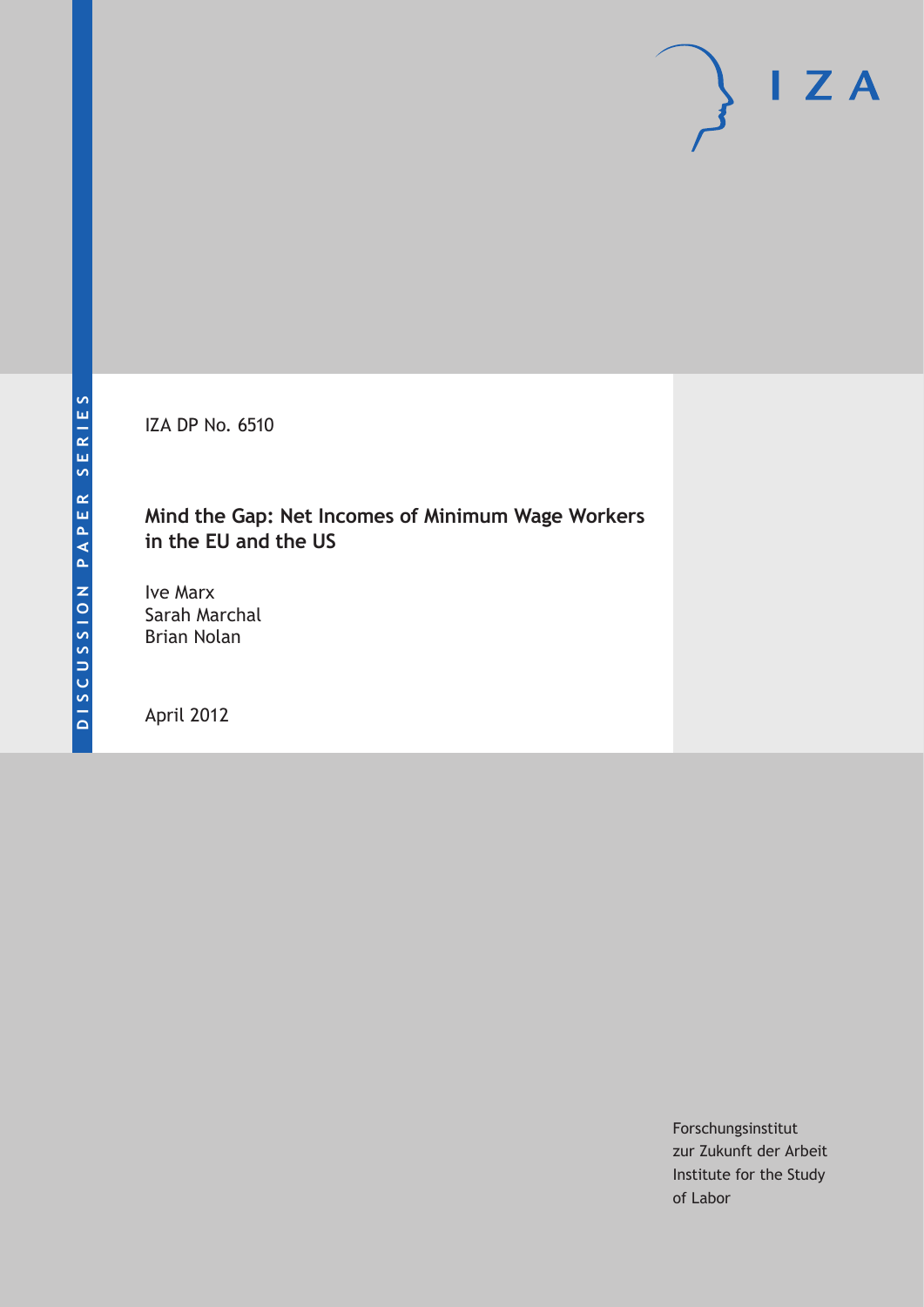IZA DP No. 6510

# Mind the Gap: Net Incomes of Minimum Wage Workers in the EU and the US

Ive Marx
Sarah Marchal
Brian Nolan

April 2012

Forschungsinstitut
zur Zukunft der Arbeit
Institute for the Study
of Labor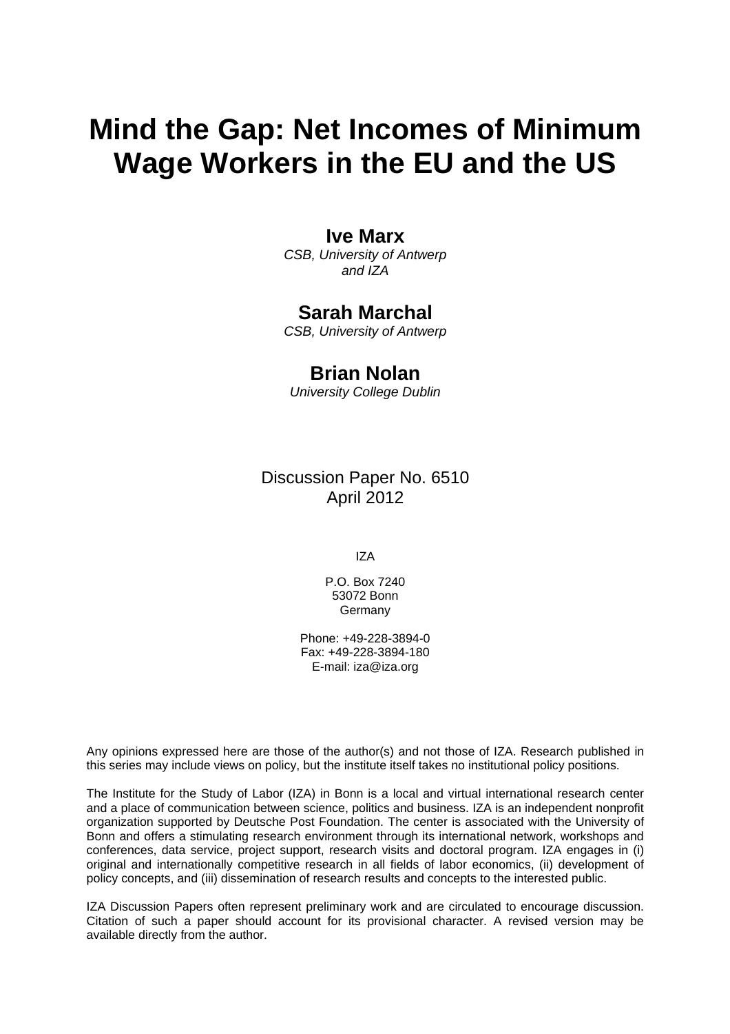# Mind the Gap: Net Incomes of Minimum Wage Workers in the EU and the US

**Ive Marx**
*CSB, University of Antwerp and IZA*

**Sarah Marchal**
*CSB, University of Antwerp*

**Brian Nolan**
*University College Dublin*

Discussion Paper No. 6510
April 2012

IZA

P.O. Box 7240
53072 Bonn
Germany

Phone: +49-228-3894-0
Fax: +49-228-3894-180
E-mail: iza@iza.org

Any opinions expressed here are those of the author(s) and not those of IZA. Research published in this series may include views on policy, but the institute itself takes no institutional policy positions.

The Institute for the Study of Labor (IZA) in Bonn is a local and virtual international research center and a place of communication between science, politics and business. IZA is an independent nonprofit organization supported by Deutsche Post Foundation. The center is associated with the University of Bonn and offers a stimulating research environment through its international network, workshops and conferences, data service, project support, research visits and doctoral program. IZA engages in (i) original and internationally competitive research in all fields of labor economics, (ii) development of policy concepts, and (iii) dissemination of research results and concepts to the interested public.

IZA Discussion Papers often represent preliminary work and are circulated to encourage discussion. Citation of such a paper should account for its provisional character. A revised version may be available directly from the author.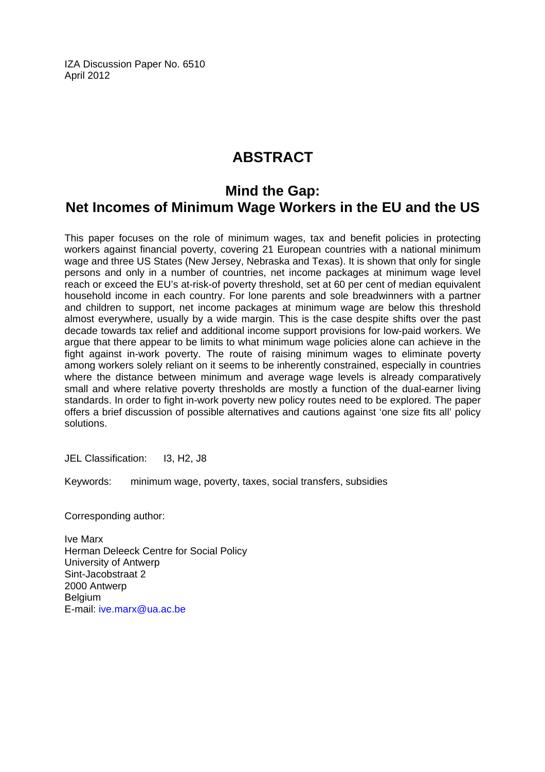IZA Discussion Paper No. 6510
April 2012

# ABSTRACT

## Mind the Gap:
## Net Incomes of Minimum Wage Workers in the EU and the US

This paper focuses on the role of minimum wages, tax and benefit policies in protecting workers against financial poverty, covering 21 European countries with a national minimum wage and three US States (New Jersey, Nebraska and Texas). It is shown that only for single persons and only in a number of countries, net income packages at minimum wage level reach or exceed the EU's at-risk-of poverty threshold, set at 60 per cent of median equivalent household income in each country. For lone parents and sole breadwinners with a partner and children to support, net income packages at minimum wage are below this threshold almost everywhere, usually by a wide margin. This is the case despite shifts over the past decade towards tax relief and additional income support provisions for low-paid workers. We argue that there appear to be limits to what minimum wage policies alone can achieve in the fight against in-work poverty. The route of raising minimum wages to eliminate poverty among workers solely reliant on it seems to be inherently constrained, especially in countries where the distance between minimum and average wage levels is already comparatively small and where relative poverty thresholds are mostly a function of the dual-earner living standards. In order to fight in-work poverty new policy routes need to be explored. The paper offers a brief discussion of possible alternatives and cautions against 'one size fits all' policy solutions.

JEL Classification: I3, H2, J8

Keywords: minimum wage, poverty, taxes, social transfers, subsidies

Corresponding author:

Ive Marx
Herman Deleeck Centre for Social Policy
University of Antwerp
Sint-Jacobstraat 2
2000 Antwerp
Belgium
E-mail: ive.marx@ua.ac.be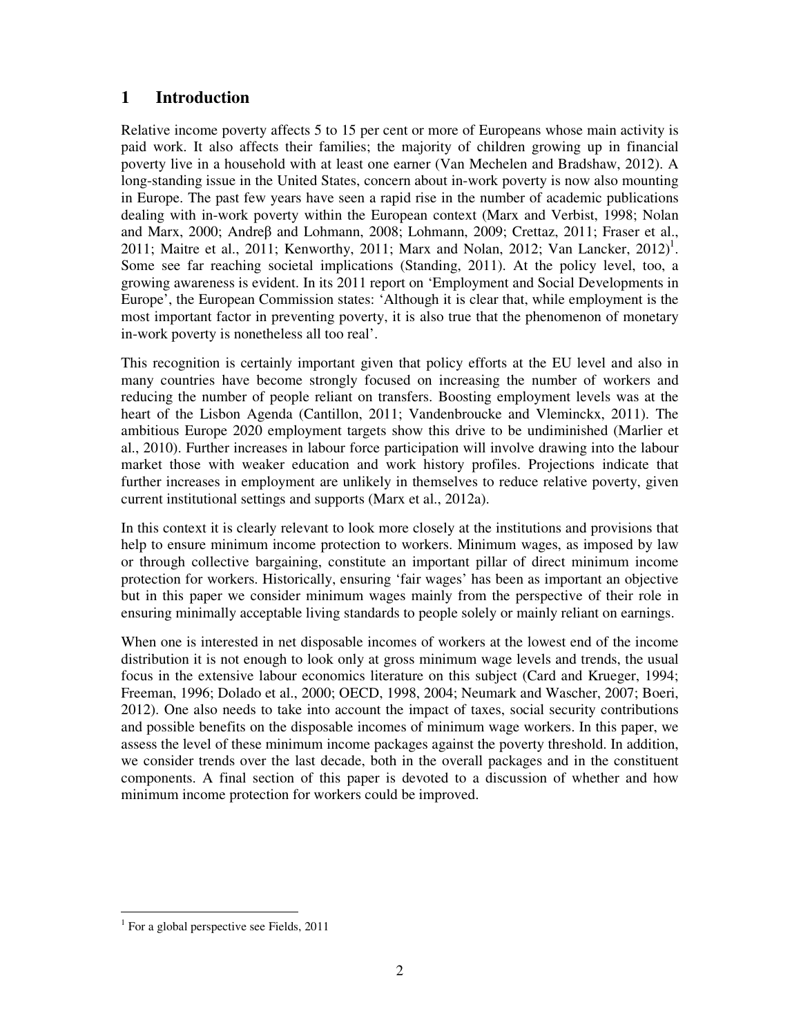## 1 Introduction

Relative income poverty affects 5 to 15 per cent or more of Europeans whose main activity is paid work. It also affects their families; the majority of children growing up in financial poverty live in a household with at least one earner (Van Mechelen and Bradshaw, 2012). A long-standing issue in the United States, concern about in-work poverty is now also mounting in Europe. The past few years have seen a rapid rise in the number of academic publications dealing with in-work poverty within the European context (Marx and Verbist, 1998; Nolan and Marx, 2000; Andreβ and Lohmann, 2008; Lohmann, 2009; Crettaz, 2011; Fraser et al., 2011; Maitre et al., 2011; Kenworthy, 2011; Marx and Nolan, 2012; Van Lancker, 2012)[1]. Some see far reaching societal implications (Standing, 2011). At the policy level, too, a growing awareness is evident. In its 2011 report on 'Employment and Social Developments in Europe', the European Commission states: 'Although it is clear that, while employment is the most important factor in preventing poverty, it is also true that the phenomenon of monetary in-work poverty is nonetheless all too real'.

This recognition is certainly important given that policy efforts at the EU level and also in many countries have become strongly focused on increasing the number of workers and reducing the number of people reliant on transfers. Boosting employment levels was at the heart of the Lisbon Agenda (Cantillon, 2011; Vandenbroucke and Vleminckx, 2011). The ambitious Europe 2020 employment targets show this drive to be undiminished (Marlier et al., 2010). Further increases in labour force participation will involve drawing into the labour market those with weaker education and work history profiles. Projections indicate that further increases in employment are unlikely in themselves to reduce relative poverty, given current institutional settings and supports (Marx et al., 2012a).

In this context it is clearly relevant to look more closely at the institutions and provisions that help to ensure minimum income protection to workers. Minimum wages, as imposed by law or through collective bargaining, constitute an important pillar of direct minimum income protection for workers. Historically, ensuring 'fair wages' has been as important an objective but in this paper we consider minimum wages mainly from the perspective of their role in ensuring minimally acceptable living standards to people solely or mainly reliant on earnings.

When one is interested in net disposable incomes of workers at the lowest end of the income distribution it is not enough to look only at gross minimum wage levels and trends, the usual focus in the extensive labour economics literature on this subject (Card and Krueger, 1994; Freeman, 1996; Dolado et al., 2000; OECD, 1998, 2004; Neumark and Wascher, 2007; Boeri, 2012). One also needs to take into account the impact of taxes, social security contributions and possible benefits on the disposable incomes of minimum wage workers. In this paper, we assess the level of these minimum income packages against the poverty threshold. In addition, we consider trends over the last decade, both in the overall packages and in the constituent components. A final section of this paper is devoted to a discussion of whether and how minimum income protection for workers could be improved.

[1] For a global perspective see Fields, 2011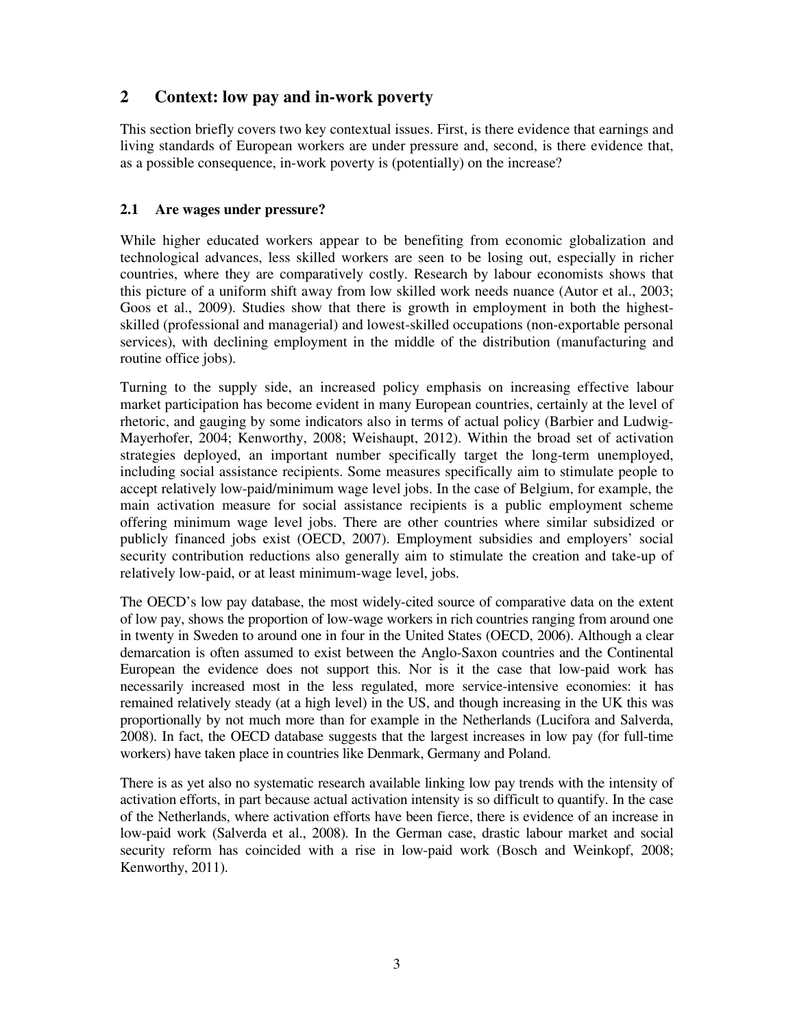## 2 Context: low pay and in-work poverty

This section briefly covers two key contextual issues. First, is there evidence that earnings and living standards of European workers are under pressure and, second, is there evidence that, as a possible consequence, in-work poverty is (potentially) on the increase?

### 2.1 Are wages under pressure?

While higher educated workers appear to be benefiting from economic globalization and technological advances, less skilled workers are seen to be losing out, especially in richer countries, where they are comparatively costly. Research by labour economists shows that this picture of a uniform shift away from low skilled work needs nuance (Autor et al., 2003; Goos et al., 2009). Studies show that there is growth in employment in both the highest-skilled (professional and managerial) and lowest-skilled occupations (non-exportable personal services), with declining employment in the middle of the distribution (manufacturing and routine office jobs).

Turning to the supply side, an increased policy emphasis on increasing effective labour market participation has become evident in many European countries, certainly at the level of rhetoric, and gauging by some indicators also in terms of actual policy (Barbier and Ludwig-Mayerhofer, 2004; Kenworthy, 2008; Weishaupt, 2012). Within the broad set of activation strategies deployed, an important number specifically target the long-term unemployed, including social assistance recipients. Some measures specifically aim to stimulate people to accept relatively low-paid/minimum wage level jobs. In the case of Belgium, for example, the main activation measure for social assistance recipients is a public employment scheme offering minimum wage level jobs. There are other countries where similar subsidized or publicly financed jobs exist (OECD, 2007). Employment subsidies and employers' social security contribution reductions also generally aim to stimulate the creation and take-up of relatively low-paid, or at least minimum-wage level, jobs.

The OECD's low pay database, the most widely-cited source of comparative data on the extent of low pay, shows the proportion of low-wage workers in rich countries ranging from around one in twenty in Sweden to around one in four in the United States (OECD, 2006). Although a clear demarcation is often assumed to exist between the Anglo-Saxon countries and the Continental European the evidence does not support this. Nor is it the case that low-paid work has necessarily increased most in the less regulated, more service-intensive economies: it has remained relatively steady (at a high level) in the US, and though increasing in the UK this was proportionally by not much more than for example in the Netherlands (Lucifora and Salverda, 2008). In fact, the OECD database suggests that the largest increases in low pay (for full-time workers) have taken place in countries like Denmark, Germany and Poland.

There is as yet also no systematic research available linking low pay trends with the intensity of activation efforts, in part because actual activation intensity is so difficult to quantify. In the case of the Netherlands, where activation efforts have been fierce, there is evidence of an increase in low-paid work (Salverda et al., 2008). In the German case, drastic labour market and social security reform has coincided with a rise in low-paid work (Bosch and Weinkopf, 2008; Kenworthy, 2011).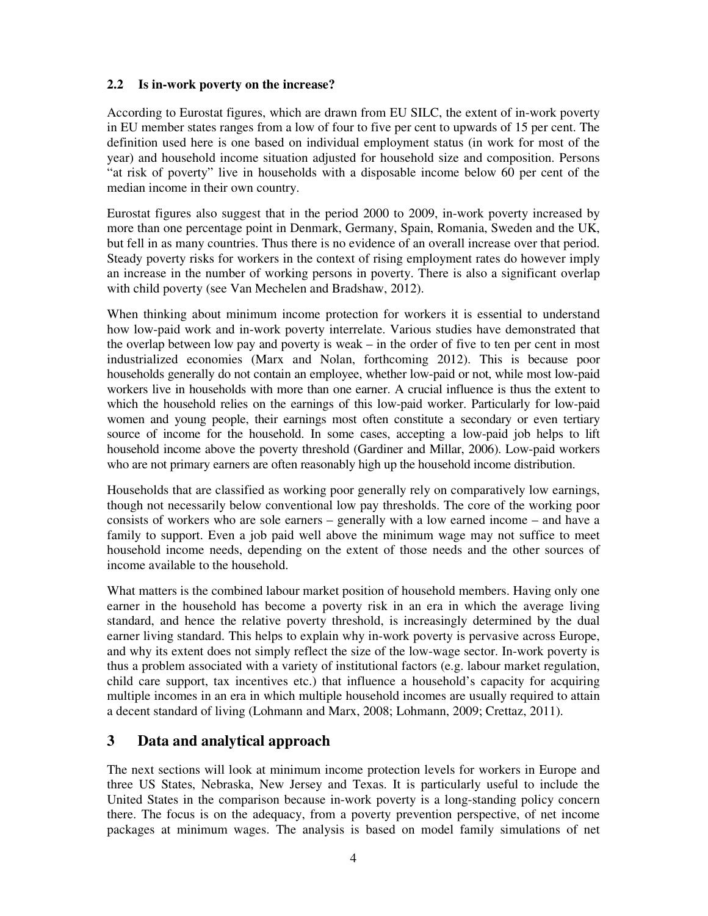### 2.2 Is in-work poverty on the increase?

According to Eurostat figures, which are drawn from EU SILC, the extent of in-work poverty in EU member states ranges from a low of four to five per cent to upwards of 15 per cent. The definition used here is one based on individual employment status (in work for most of the year) and household income situation adjusted for household size and composition. Persons "at risk of poverty" live in households with a disposable income below 60 per cent of the median income in their own country.

Eurostat figures also suggest that in the period 2000 to 2009, in-work poverty increased by more than one percentage point in Denmark, Germany, Spain, Romania, Sweden and the UK, but fell in as many countries. Thus there is no evidence of an overall increase over that period. Steady poverty risks for workers in the context of rising employment rates do however imply an increase in the number of working persons in poverty. There is also a significant overlap with child poverty (see Van Mechelen and Bradshaw, 2012).

When thinking about minimum income protection for workers it is essential to understand how low-paid work and in-work poverty interrelate. Various studies have demonstrated that the overlap between low pay and poverty is weak – in the order of five to ten per cent in most industrialized economies (Marx and Nolan, forthcoming 2012). This is because poor households generally do not contain an employee, whether low-paid or not, while most low-paid workers live in households with more than one earner. A crucial influence is thus the extent to which the household relies on the earnings of this low-paid worker. Particularly for low-paid women and young people, their earnings most often constitute a secondary or even tertiary source of income for the household. In some cases, accepting a low-paid job helps to lift household income above the poverty threshold (Gardiner and Millar, 2006). Low-paid workers who are not primary earners are often reasonably high up the household income distribution.

Households that are classified as working poor generally rely on comparatively low earnings, though not necessarily below conventional low pay thresholds. The core of the working poor consists of workers who are sole earners – generally with a low earned income – and have a family to support. Even a job paid well above the minimum wage may not suffice to meet household income needs, depending on the extent of those needs and the other sources of income available to the household.

What matters is the combined labour market position of household members. Having only one earner in the household has become a poverty risk in an era in which the average living standard, and hence the relative poverty threshold, is increasingly determined by the dual earner living standard. This helps to explain why in-work poverty is pervasive across Europe, and why its extent does not simply reflect the size of the low-wage sector. In-work poverty is thus a problem associated with a variety of institutional factors (e.g. labour market regulation, child care support, tax incentives etc.) that influence a household's capacity for acquiring multiple incomes in an era in which multiple household incomes are usually required to attain a decent standard of living (Lohmann and Marx, 2008; Lohmann, 2009; Crettaz, 2011).

## 3 Data and analytical approach

The next sections will look at minimum income protection levels for workers in Europe and three US States, Nebraska, New Jersey and Texas. It is particularly useful to include the United States in the comparison because in-work poverty is a long-standing policy concern there. The focus is on the adequacy, from a poverty prevention perspective, of net income packages at minimum wages. The analysis is based on model family simulations of net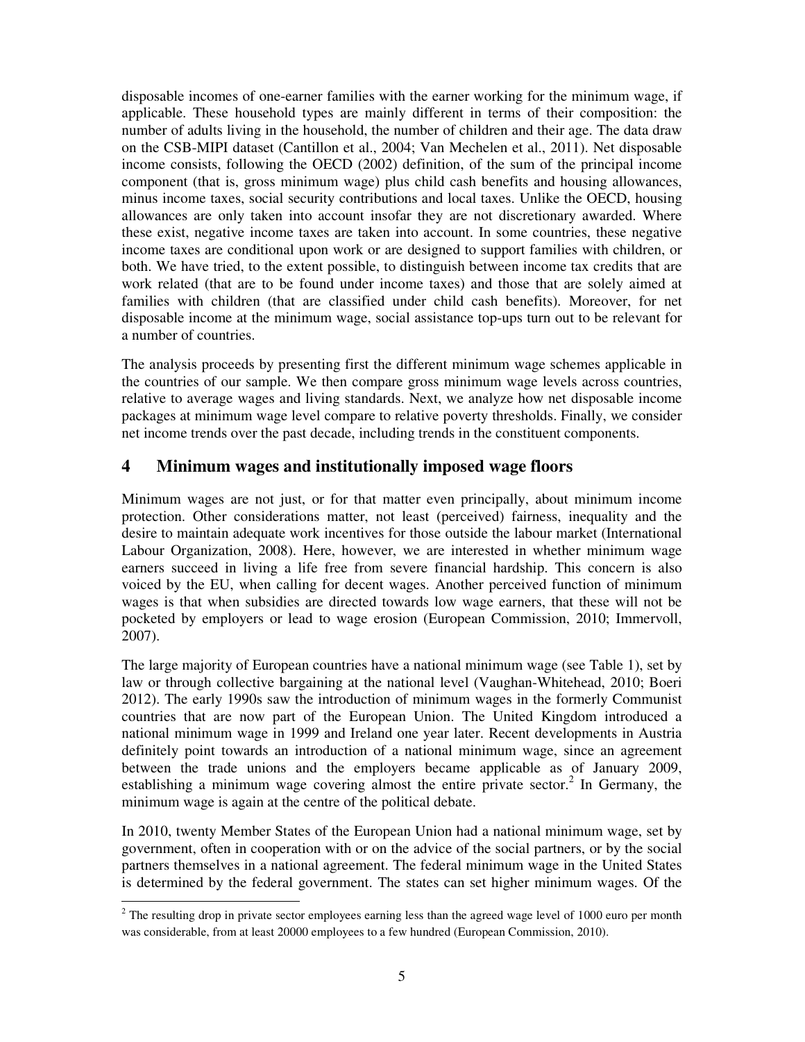disposable incomes of one-earner families with the earner working for the minimum wage, if applicable. These household types are mainly different in terms of their composition: the number of adults living in the household, the number of children and their age. The data draw on the CSB-MIPI dataset (Cantillon et al., 2004; Van Mechelen et al., 2011). Net disposable income consists, following the OECD (2002) definition, of the sum of the principal income component (that is, gross minimum wage) plus child cash benefits and housing allowances, minus income taxes, social security contributions and local taxes. Unlike the OECD, housing allowances are only taken into account insofar they are not discretionary awarded. Where these exist, negative income taxes are taken into account. In some countries, these negative income taxes are conditional upon work or are designed to support families with children, or both. We have tried, to the extent possible, to distinguish between income tax credits that are work related (that are to be found under income taxes) and those that are solely aimed at families with children (that are classified under child cash benefits). Moreover, for net disposable income at the minimum wage, social assistance top-ups turn out to be relevant for a number of countries.

The analysis proceeds by presenting first the different minimum wage schemes applicable in the countries of our sample. We then compare gross minimum wage levels across countries, relative to average wages and living standards. Next, we analyze how net disposable income packages at minimum wage level compare to relative poverty thresholds. Finally, we consider net income trends over the past decade, including trends in the constituent components.

## 4 Minimum wages and institutionally imposed wage floors

Minimum wages are not just, or for that matter even principally, about minimum income protection. Other considerations matter, not least (perceived) fairness, inequality and the desire to maintain adequate work incentives for those outside the labour market (International Labour Organization, 2008). Here, however, we are interested in whether minimum wage earners succeed in living a life free from severe financial hardship. This concern is also voiced by the EU, when calling for decent wages. Another perceived function of minimum wages is that when subsidies are directed towards low wage earners, that these will not be pocketed by employers or lead to wage erosion (European Commission, 2010; Immervoll, 2007).

The large majority of European countries have a national minimum wage (see Table 1), set by law or through collective bargaining at the national level (Vaughan-Whitehead, 2010; Boeri 2012). The early 1990s saw the introduction of minimum wages in the formerly Communist countries that are now part of the European Union. The United Kingdom introduced a national minimum wage in 1999 and Ireland one year later. Recent developments in Austria definitely point towards an introduction of a national minimum wage, since an agreement between the trade unions and the employers became applicable as of January 2009, establishing a minimum wage covering almost the entire private sector.[2] In Germany, the minimum wage is again at the centre of the political debate.

In 2010, twenty Member States of the European Union had a national minimum wage, set by government, often in cooperation with or on the advice of the social partners, or by the social partners themselves in a national agreement. The federal minimum wage in the United States is determined by the federal government. The states can set higher minimum wages. Of the

[2] The resulting drop in private sector employees earning less than the agreed wage level of 1000 euro per month was considerable, from at least 20000 employees to a few hundred (European Commission, 2010).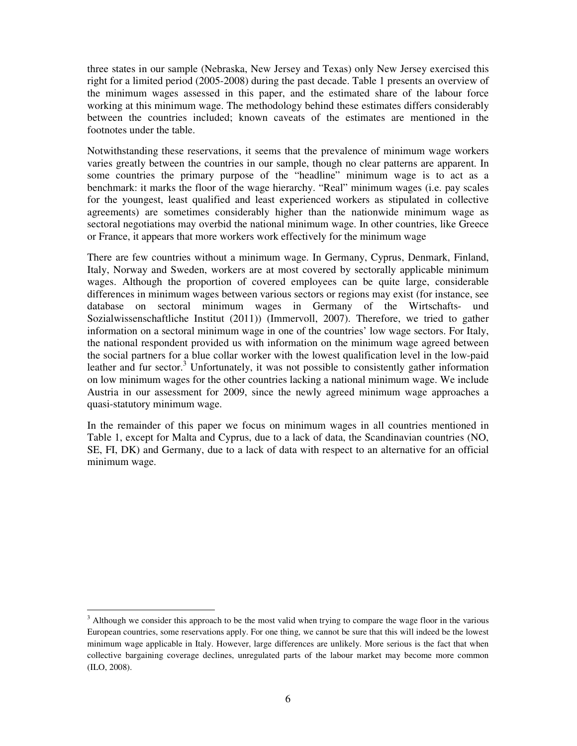three states in our sample (Nebraska, New Jersey and Texas) only New Jersey exercised this right for a limited period (2005-2008) during the past decade. Table 1 presents an overview of the minimum wages assessed in this paper, and the estimated share of the labour force working at this minimum wage. The methodology behind these estimates differs considerably between the countries included; known caveats of the estimates are mentioned in the footnotes under the table.

Notwithstanding these reservations, it seems that the prevalence of minimum wage workers varies greatly between the countries in our sample, though no clear patterns are apparent. In some countries the primary purpose of the "headline" minimum wage is to act as a benchmark: it marks the floor of the wage hierarchy. "Real" minimum wages (i.e. pay scales for the youngest, least qualified and least experienced workers as stipulated in collective agreements) are sometimes considerably higher than the nationwide minimum wage as sectoral negotiations may overbid the national minimum wage. In other countries, like Greece or France, it appears that more workers work effectively for the minimum wage

There are few countries without a minimum wage. In Germany, Cyprus, Denmark, Finland, Italy, Norway and Sweden, workers are at most covered by sectorally applicable minimum wages. Although the proportion of covered employees can be quite large, considerable differences in minimum wages between various sectors or regions may exist (for instance, see database on sectoral minimum wages in Germany of the Wirtschafts- und Sozialwissenschaftliche Institut (2011)) (Immervoll, 2007). Therefore, we tried to gather information on a sectoral minimum wage in one of the countries' low wage sectors. For Italy, the national respondent provided us with information on the minimum wage agreed between the social partners for a blue collar worker with the lowest qualification level in the low-paid leather and fur sector.[3] Unfortunately, it was not possible to consistently gather information on low minimum wages for the other countries lacking a national minimum wage. We include Austria in our assessment for 2009, since the newly agreed minimum wage approaches a quasi-statutory minimum wage.

In the remainder of this paper we focus on minimum wages in all countries mentioned in Table 1, except for Malta and Cyprus, due to a lack of data, the Scandinavian countries (NO, SE, FI, DK) and Germany, due to a lack of data with respect to an alternative for an official minimum wage.

[3] Although we consider this approach to be the most valid when trying to compare the wage floor in the various European countries, some reservations apply. For one thing, we cannot be sure that this will indeed be the lowest minimum wage applicable in Italy. However, large differences are unlikely. More serious is the fact that when collective bargaining coverage declines, unregulated parts of the labour market may become more common (ILO, 2008).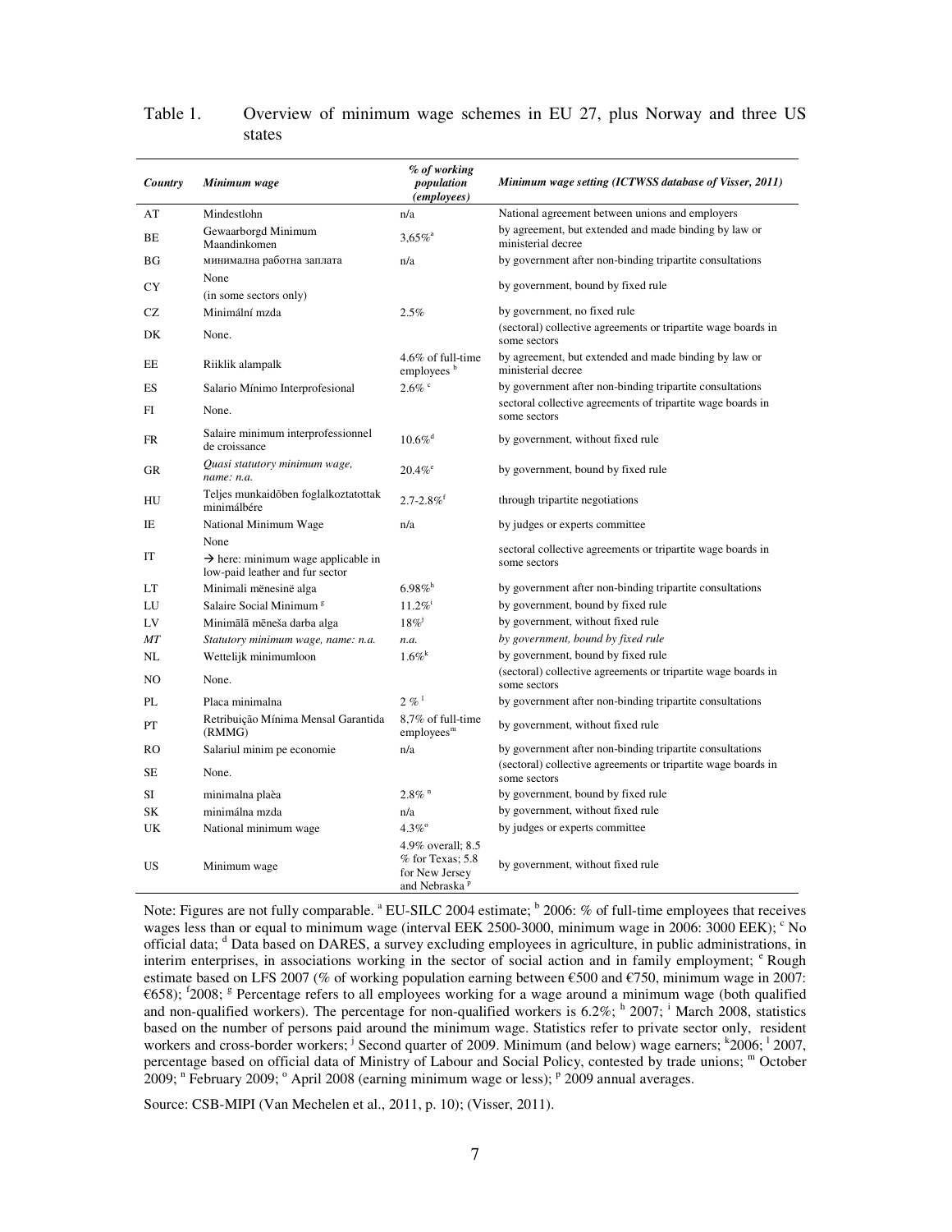Table 1. Overview of minimum wage schemes in EU 27, plus Norway and three US states

| *Country* | *Minimum wage* | *% of working population (employees)* | *Minimum wage setting (ICTWSS database of Visser, 2011)* |
|---|---|---|---|
| AT | Mindestlohn | n/a | National agreement between unions and employers |
| BE | Gewaarborgd Minimum Maandinkomen | 3,65%[a] | by agreement, but extended and made binding by law or ministerial decree |
| BG | минимална работна заплата | n/a | by government after non-binding tripartite consultations |
| CY | None (in some sectors only) | | by government, bound by fixed rule |
| CZ | Minimální mzda | 2.5% | by government, no fixed rule |
| DK | None. | | (sectoral) collective agreements or tripartite wage boards in some sectors |
| EE | Riiklik alampalk | 4.6% of full-time employees [b] | by agreement, but extended and made binding by law or ministerial decree |
| ES | Salario Mínimo Interprofesional | 2.6% [c] | by government after non-binding tripartite consultations |
| FI | None. | | sectoral collective agreements of tripartite wage boards in some sectors |
| FR | Salaire minimum interprofessionnel de croissance | 10.6%[d] | by government, without fixed rule |
| GR | *Quasi statutory minimum wage, name: n.a.* | 20.4%[e] | by government, bound by fixed rule |
| HU | Teljes munkaidōben foglalkoztatottak minimálbére | 2.7-2.8%[f] | through tripartite negotiations |
| IE | National Minimum Wage | n/a | by judges or experts committee |
| IT | None → here: minimum wage applicable in low-paid leather and fur sector | | sectoral collective agreements or tripartite wage boards in some sectors |
| LT | Minimali mënesinë alga | 6.98%[h] | by government after non-binding tripartite consultations |
| LU | Salaire Social Minimum [g] | 11.2%[i] | by government, bound by fixed rule |
| LV | Minimālā mēneša darba alga | 18%[j] | by government, without fixed rule |
| *MT* | *Statutory minimum wage, name: n.a.* | *n.a.* | *by government, bound by fixed rule* |
| NL | Wettelijk minimumloon | 1.6%[k] | by government, bound by fixed rule |
| NO | None. | | (sectoral) collective agreements or tripartite wage boards in some sectors |
| PL | Placa minimalna | 2 % [l] | by government after non-binding tripartite consultations |
| PT | Retribuição Mínima Mensal Garantida (RMMG) | 8,7% of full-time employees[m] | by government, without fixed rule |
| RO | Salariul minim pe economie | n/a | by government after non-binding tripartite consultations |
| SE | None. | | (sectoral) collective agreements or tripartite wage boards in some sectors |
| SI | minimalna plaèa | 2.8% [n] | by government, bound by fixed rule |
| SK | minimálna mzda | n/a | by government, without fixed rule |
| UK | National minimum wage | 4.3%[o] | by judges or experts committee |
| US | Minimum wage | 4.9% overall; 8.5 % for Texas; 5.8 for New Jersey and Nebraska [p] | by government, without fixed rule |

Note: Figures are not fully comparable. [a] EU-SILC 2004 estimate; [b] 2006: % of full-time employees that receives wages less than or equal to minimum wage (interval EEK 2500-3000, minimum wage in 2006: 3000 EEK); [c] No official data; [d] Data based on DARES, a survey excluding employees in agriculture, in public administrations, in interim enterprises, in associations working in the sector of social action and in family employment; [e] Rough estimate based on LFS 2007 (% of working population earning between €500 and €750, minimum wage in 2007: €658); [f] 2008; [g] Percentage refers to all employees working for a wage around a minimum wage (both qualified and non-qualified workers). The percentage for non-qualified workers is 6.2%; [h] 2007; [i] March 2008, statistics based on the number of persons paid around the minimum wage. Statistics refer to private sector only, resident workers and cross-border workers; [j] Second quarter of 2009. Minimum (and below) wage earners; [k] 2006; [l] 2007, percentage based on official data of Ministry of Labour and Social Policy, contested by trade unions; [m] October 2009; [n] February 2009; [o] April 2008 (earning minimum wage or less); [p] 2009 annual averages.

Source: CSB-MIPI (Van Mechelen et al., 2011, p. 10); (Visser, 2011).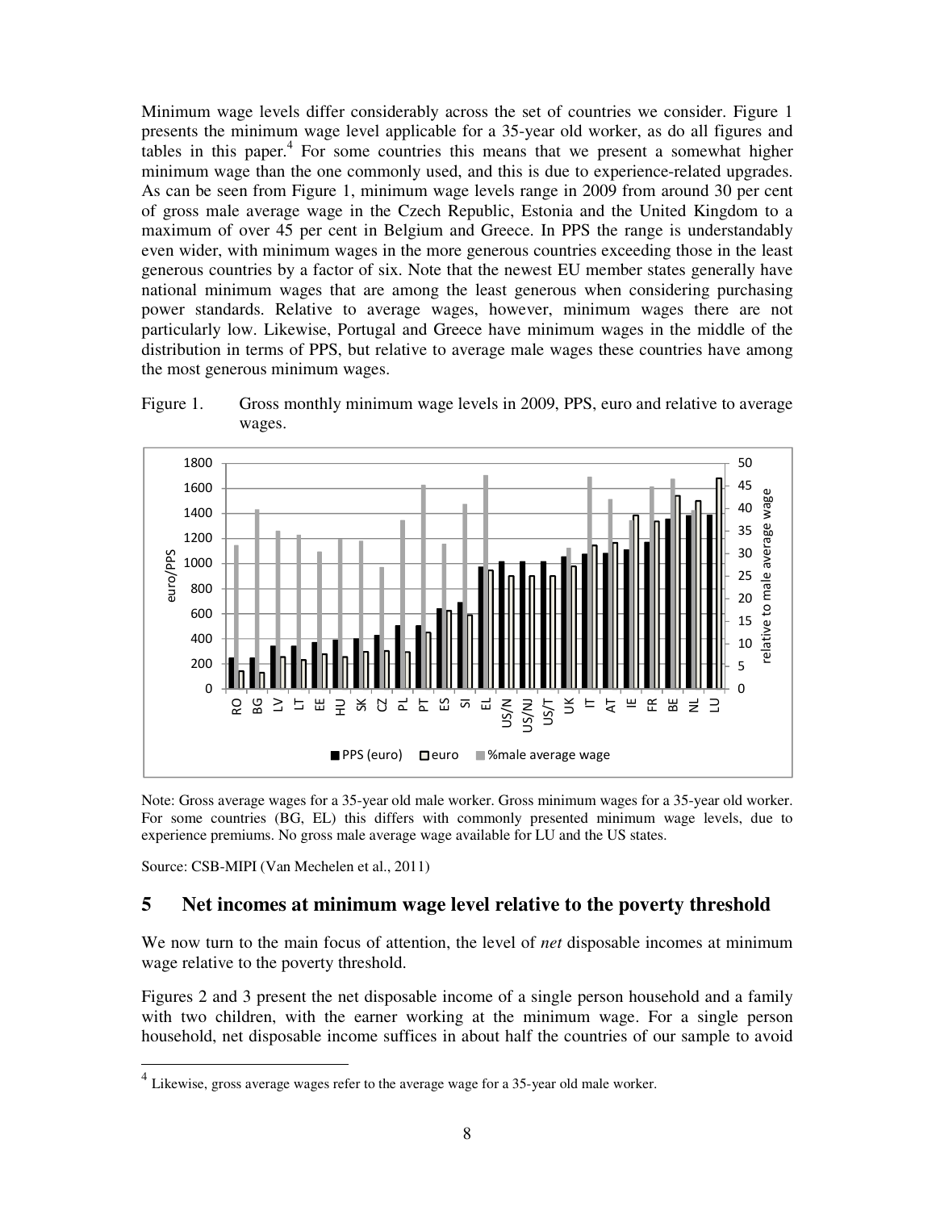Minimum wage levels differ considerably across the set of countries we consider. Figure 1 presents the minimum wage level applicable for a 35-year old worker, as do all figures and tables in this paper.[4] For some countries this means that we present a somewhat higher minimum wage than the one commonly used, and this is due to experience-related upgrades. As can be seen from Figure 1, minimum wage levels range in 2009 from around 30 per cent of gross male average wage in the Czech Republic, Estonia and the United Kingdom to a maximum of over 45 per cent in Belgium and Greece. In PPS the range is understandably even wider, with minimum wages in the more generous countries exceeding those in the least generous countries by a factor of six. Note that the newest EU member states generally have national minimum wages that are among the least generous when considering purchasing power standards. Relative to average wages, however, minimum wages there are not particularly low. Likewise, Portugal and Greece have minimum wages in the middle of the distribution in terms of PPS, but relative to average male wages these countries have among the most generous minimum wages.

Figure 1. Gross monthly minimum wage levels in 2009, PPS, euro and relative to average wages.

Note: Gross average wages for a 35-year old male worker. Gross minimum wages for a 35-year old worker. For some countries (BG, EL) this differs with commonly presented minimum wage levels, due to experience premiums. No gross male average wage available for LU and the US states.

Source: CSB-MIPI (Van Mechelen et al., 2011)

## 5 Net incomes at minimum wage level relative to the poverty threshold

We now turn to the main focus of attention, the level of *net* disposable incomes at minimum wage relative to the poverty threshold.

Figures 2 and 3 present the net disposable income of a single person household and a family with two children, with the earner working at the minimum wage. For a single person household, net disposable income suffices in about half the countries of our sample to avoid

[4] Likewise, gross average wages refer to the average wage for a 35-year old male worker.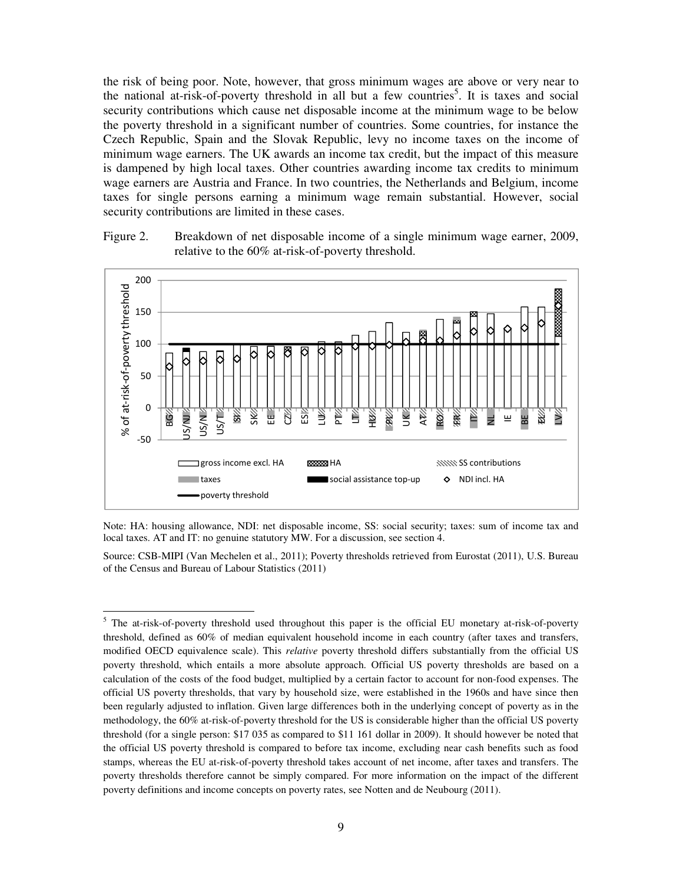the risk of being poor. Note, however, that gross minimum wages are above or very near to the national at-risk-of-poverty threshold in all but a few countries[5]. It is taxes and social security contributions which cause net disposable income at the minimum wage to be below the poverty threshold in a significant number of countries. Some countries, for instance the Czech Republic, Spain and the Slovak Republic, levy no income taxes on the income of minimum wage earners. The UK awards an income tax credit, but the impact of this measure is dampened by high local taxes. Other countries awarding income tax credits to minimum wage earners are Austria and France. In two countries, the Netherlands and Belgium, income taxes for single persons earning a minimum wage remain substantial. However, social security contributions are limited in these cases.

Figure 2. Breakdown of net disposable income of a single minimum wage earner, 2009, relative to the 60% at-risk-of-poverty threshold.

Note: HA: housing allowance, NDI: net disposable income, SS: social security; taxes: sum of income tax and local taxes. AT and IT: no genuine statutory MW. For a discussion, see section 4.

Source: CSB-MIPI (Van Mechelen et al., 2011); Poverty thresholds retrieved from Eurostat (2011), U.S. Bureau of the Census and Bureau of Labour Statistics (2011)

[5] The at-risk-of-poverty threshold used throughout this paper is the official EU monetary at-risk-of-poverty threshold, defined as 60% of median equivalent household income in each country (after taxes and transfers, modified OECD equivalence scale). This *relative* poverty threshold differs substantially from the official US poverty threshold, which entails a more absolute approach. Official US poverty thresholds are based on a calculation of the costs of the food budget, multiplied by a certain factor to account for non-food expenses. The official US poverty thresholds, that vary by household size, were established in the 1960s and have since then been regularly adjusted to inflation. Given large differences both in the underlying concept of poverty as in the methodology, the 60% at-risk-of-poverty threshold for the US is considerable higher than the official US poverty threshold (for a single person: $17 035 as compared to $11 161 dollar in 2009). It should however be noted that the official US poverty threshold is compared to before tax income, excluding near cash benefits such as food stamps, whereas the EU at-risk-of-poverty threshold takes account of net income, after taxes and transfers. The poverty thresholds therefore cannot be simply compared. For more information on the impact of the different poverty definitions and income concepts on poverty rates, see Notten and de Neubourg (2011).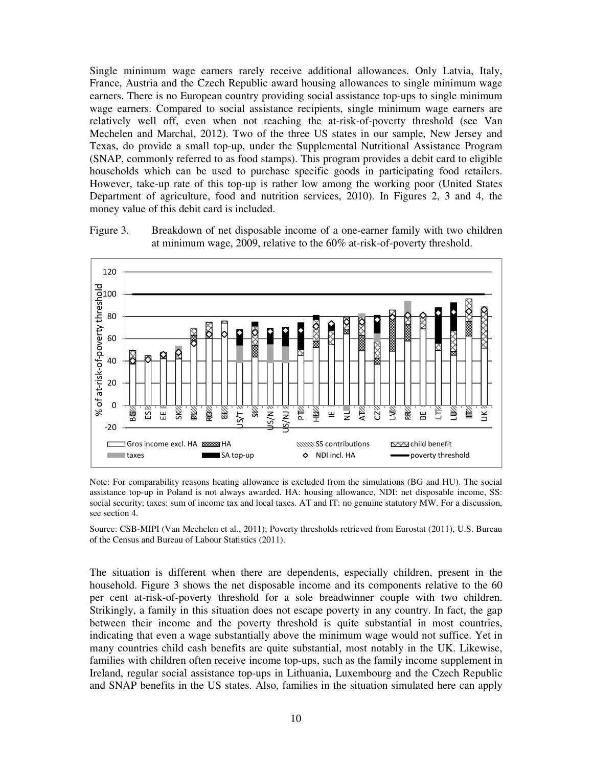Single minimum wage earners rarely receive additional allowances. Only Latvia, Italy, France, Austria and the Czech Republic award housing allowances to single minimum wage earners. There is no European country providing social assistance top-ups to single minimum wage earners. Compared to social assistance recipients, single minimum wage earners are relatively well off, even when not reaching the at-risk-of-poverty threshold (see Van Mechelen and Marchal, 2012). Two of the three US states in our sample, New Jersey and Texas, do provide a small top-up, under the Supplemental Nutritional Assistance Program (SNAP, commonly referred to as food stamps). This program provides a debit card to eligible households which can be used to purchase specific goods in participating food retailers. However, take-up rate of this top-up is rather low among the working poor (United States Department of agriculture, food and nutrition services, 2010). In Figures 2, 3 and 4, the money value of this debit card is included.

Figure 3. Breakdown of net disposable income of a one-earner family with two children at minimum wage, 2009, relative to the 60% at-risk-of-poverty threshold.

Note: For comparability reasons heating allowance is excluded from the simulations (BG and HU). The social assistance top-up in Poland is not always awarded. HA: housing allowance, NDI: net disposable income, SS: social security; taxes: sum of income tax and local taxes. AT and IT: no genuine statutory MW. For a discussion, see section 4.

Source: CSB-MIPI (Van Mechelen et al., 2011); Poverty thresholds retrieved from Eurostat (2011), U.S. Bureau of the Census and Bureau of Labour Statistics (2011).

The situation is different when there are dependents, especially children, present in the household. Figure 3 shows the net disposable income and its components relative to the 60 per cent at-risk-of-poverty threshold for a sole breadwinner couple with two children. Strikingly, a family in this situation does not escape poverty in any country. In fact, the gap between their income and the poverty threshold is quite substantial in most countries, indicating that even a wage substantially above the minimum wage would not suffice. Yet in many countries child cash benefits are quite substantial, most notably in the UK. Likewise, families with children often receive income top-ups, such as the family income supplement in Ireland, regular social assistance top-ups in Lithuania, Luxembourg and the Czech Republic and SNAP benefits in the US states. Also, families in the situation simulated here can apply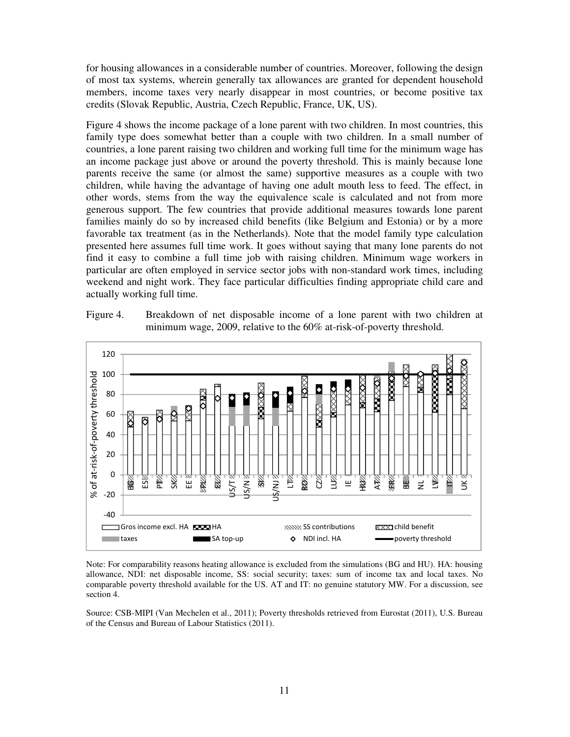for housing allowances in a considerable number of countries. Moreover, following the design of most tax systems, wherein generally tax allowances are granted for dependent household members, income taxes very nearly disappear in most countries, or become positive tax credits (Slovak Republic, Austria, Czech Republic, France, UK, US).

Figure 4 shows the income package of a lone parent with two children. In most countries, this family type does somewhat better than a couple with two children. In a small number of countries, a lone parent raising two children and working full time for the minimum wage has an income package just above or around the poverty threshold. This is mainly because lone parents receive the same (or almost the same) supportive measures as a couple with two children, while having the advantage of having one adult mouth less to feed. The effect, in other words, stems from the way the equivalence scale is calculated and not from more generous support. The few countries that provide additional measures towards lone parent families mainly do so by increased child benefits (like Belgium and Estonia) or by a more favorable tax treatment (as in the Netherlands). Note that the model family type calculation presented here assumes full time work. It goes without saying that many lone parents do not find it easy to combine a full time job with raising children. Minimum wage workers in particular are often employed in service sector jobs with non-standard work times, including weekend and night work. They face particular difficulties finding appropriate child care and actually working full time.

Figure 4. Breakdown of net disposable income of a lone parent with two children at minimum wage, 2009, relative to the 60% at-risk-of-poverty threshold.

Note: For comparability reasons heating allowance is excluded from the simulations (BG and HU). HA: housing allowance, NDI: net disposable income, SS: social security; taxes: sum of income tax and local taxes. No comparable poverty threshold available for the US. AT and IT: no genuine statutory MW. For a discussion, see section 4.

Source: CSB-MIPI (Van Mechelen et al., 2011); Poverty thresholds retrieved from Eurostat (2011), U.S. Bureau of the Census and Bureau of Labour Statistics (2011).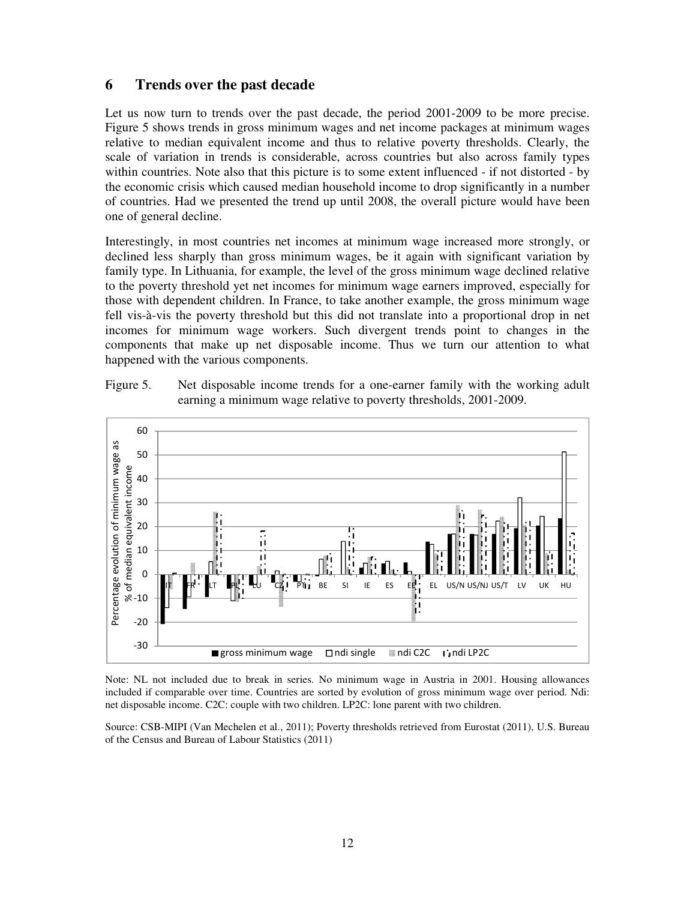## 6 Trends over the past decade

Let us now turn to trends over the past decade, the period 2001-2009 to be more precise. Figure 5 shows trends in gross minimum wages and net income packages at minimum wages relative to median equivalent income and thus to relative poverty thresholds. Clearly, the scale of variation in trends is considerable, across countries but also across family types within countries. Note also that this picture is to some extent influenced - if not distorted - by the economic crisis which caused median household income to drop significantly in a number of countries. Had we presented the trend up until 2008, the overall picture would have been one of general decline.

Interestingly, in most countries net incomes at minimum wage increased more strongly, or declined less sharply than gross minimum wages, be it again with significant variation by family type. In Lithuania, for example, the level of the gross minimum wage declined relative to the poverty threshold yet net incomes for minimum wage earners improved, especially for those with dependent children. In France, to take another example, the gross minimum wage fell vis-à-vis the poverty threshold but this did not translate into a proportional drop in net incomes for minimum wage workers. Such divergent trends point to changes in the components that make up net disposable income. Thus we turn our attention to what happened with the various components.

Figure 5. Net disposable income trends for a one-earner family with the working adult earning a minimum wage relative to poverty thresholds, 2001-2009.

Note: NL not included due to break in series. No minimum wage in Austria in 2001. Housing allowances included if comparable over time. Countries are sorted by evolution of gross minimum wage over period. Ndi: net disposable income. C2C: couple with two children. LP2C: lone parent with two children.

Source: CSB-MIPI (Van Mechelen et al., 2011); Poverty thresholds retrieved from Eurostat (2011), U.S. Bureau of the Census and Bureau of Labour Statistics (2011)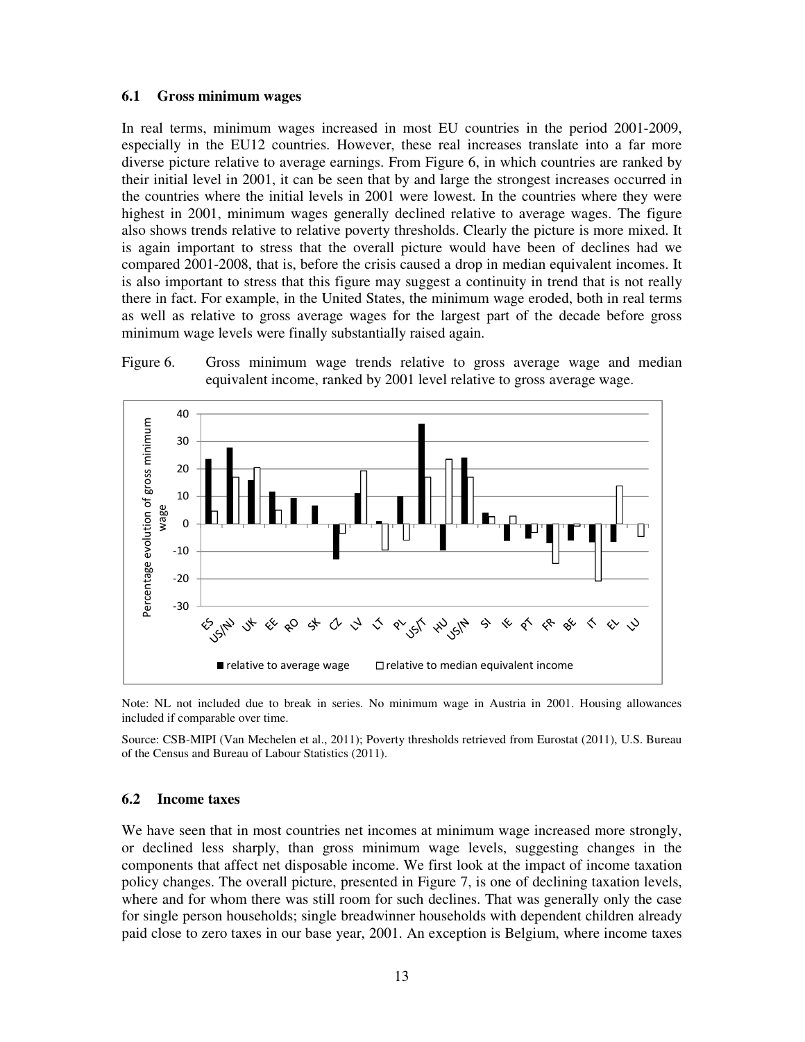### 6.1 Gross minimum wages

In real terms, minimum wages increased in most EU countries in the period 2001-2009, especially in the EU12 countries. However, these real increases translate into a far more diverse picture relative to average earnings. From Figure 6, in which countries are ranked by their initial level in 2001, it can be seen that by and large the strongest increases occurred in the countries where the initial levels in 2001 were lowest. In the countries where they were highest in 2001, minimum wages generally declined relative to average wages. The figure also shows trends relative to relative poverty thresholds. Clearly the picture is more mixed. It is again important to stress that the overall picture would have been of declines had we compared 2001-2008, that is, before the crisis caused a drop in median equivalent incomes. It is also important to stress that this figure may suggest a continuity in trend that is not really there in fact. For example, in the United States, the minimum wage eroded, both in real terms as well as relative to gross average wages for the largest part of the decade before gross minimum wage levels were finally substantially raised again.

Figure 6. Gross minimum wage trends relative to gross average wage and median equivalent income, ranked by 2001 level relative to gross average wage.

Note: NL not included due to break in series. No minimum wage in Austria in 2001. Housing allowances included if comparable over time.

Source: CSB-MIPI (Van Mechelen et al., 2011); Poverty thresholds retrieved from Eurostat (2011), U.S. Bureau of the Census and Bureau of Labour Statistics (2011).

### 6.2 Income taxes

We have seen that in most countries net incomes at minimum wage increased more strongly, or declined less sharply, than gross minimum wage levels, suggesting changes in the components that affect net disposable income. We first look at the impact of income taxation policy changes. The overall picture, presented in Figure 7, is one of declining taxation levels, where and for whom there was still room for such declines. That was generally only the case for single person households; single breadwinner households with dependent children already paid close to zero taxes in our base year, 2001. An exception is Belgium, where income taxes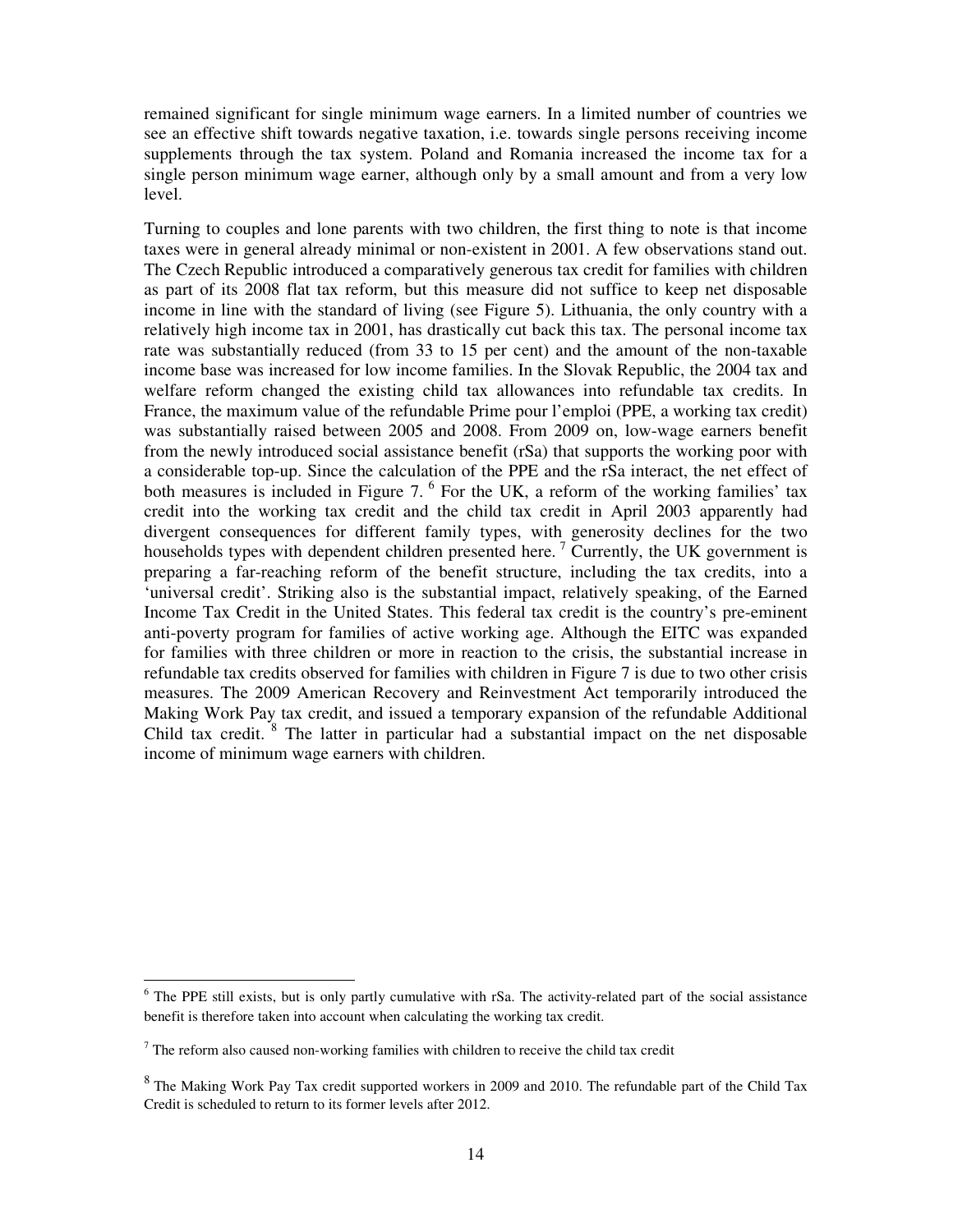remained significant for single minimum wage earners. In a limited number of countries we see an effective shift towards negative taxation, i.e. towards single persons receiving income supplements through the tax system. Poland and Romania increased the income tax for a single person minimum wage earner, although only by a small amount and from a very low level.

Turning to couples and lone parents with two children, the first thing to note is that income taxes were in general already minimal or non-existent in 2001. A few observations stand out. The Czech Republic introduced a comparatively generous tax credit for families with children as part of its 2008 flat tax reform, but this measure did not suffice to keep net disposable income in line with the standard of living (see Figure 5). Lithuania, the only country with a relatively high income tax in 2001, has drastically cut back this tax. The personal income tax rate was substantially reduced (from 33 to 15 per cent) and the amount of the non-taxable income base was increased for low income families. In the Slovak Republic, the 2004 tax and welfare reform changed the existing child tax allowances into refundable tax credits. In France, the maximum value of the refundable Prime pour l'emploi (PPE, a working tax credit) was substantially raised between 2005 and 2008. From 2009 on, low-wage earners benefit from the newly introduced social assistance benefit (rSa) that supports the working poor with a considerable top-up. Since the calculation of the PPE and the rSa interact, the net effect of both measures is included in Figure 7.[6] For the UK, a reform of the working families' tax credit into the working tax credit and the child tax credit in April 2003 apparently had divergent consequences for different family types, with generosity declines for the two households types with dependent children presented here.[7] Currently, the UK government is preparing a far-reaching reform of the benefit structure, including the tax credits, into a 'universal credit'. Striking also is the substantial impact, relatively speaking, of the Earned Income Tax Credit in the United States. This federal tax credit is the country's pre-eminent anti-poverty program for families of active working age. Although the EITC was expanded for families with three children or more in reaction to the crisis, the substantial increase in refundable tax credits observed for families with children in Figure 7 is due to two other crisis measures. The 2009 American Recovery and Reinvestment Act temporarily introduced the Making Work Pay tax credit, and issued a temporary expansion of the refundable Additional Child tax credit.[8] The latter in particular had a substantial impact on the net disposable income of minimum wage earners with children.

[6] The PPE still exists, but is only partly cumulative with rSa. The activity-related part of the social assistance benefit is therefore taken into account when calculating the working tax credit.

[7] The reform also caused non-working families with children to receive the child tax credit

[8] The Making Work Pay Tax credit supported workers in 2009 and 2010. The refundable part of the Child Tax Credit is scheduled to return to its former levels after 2012.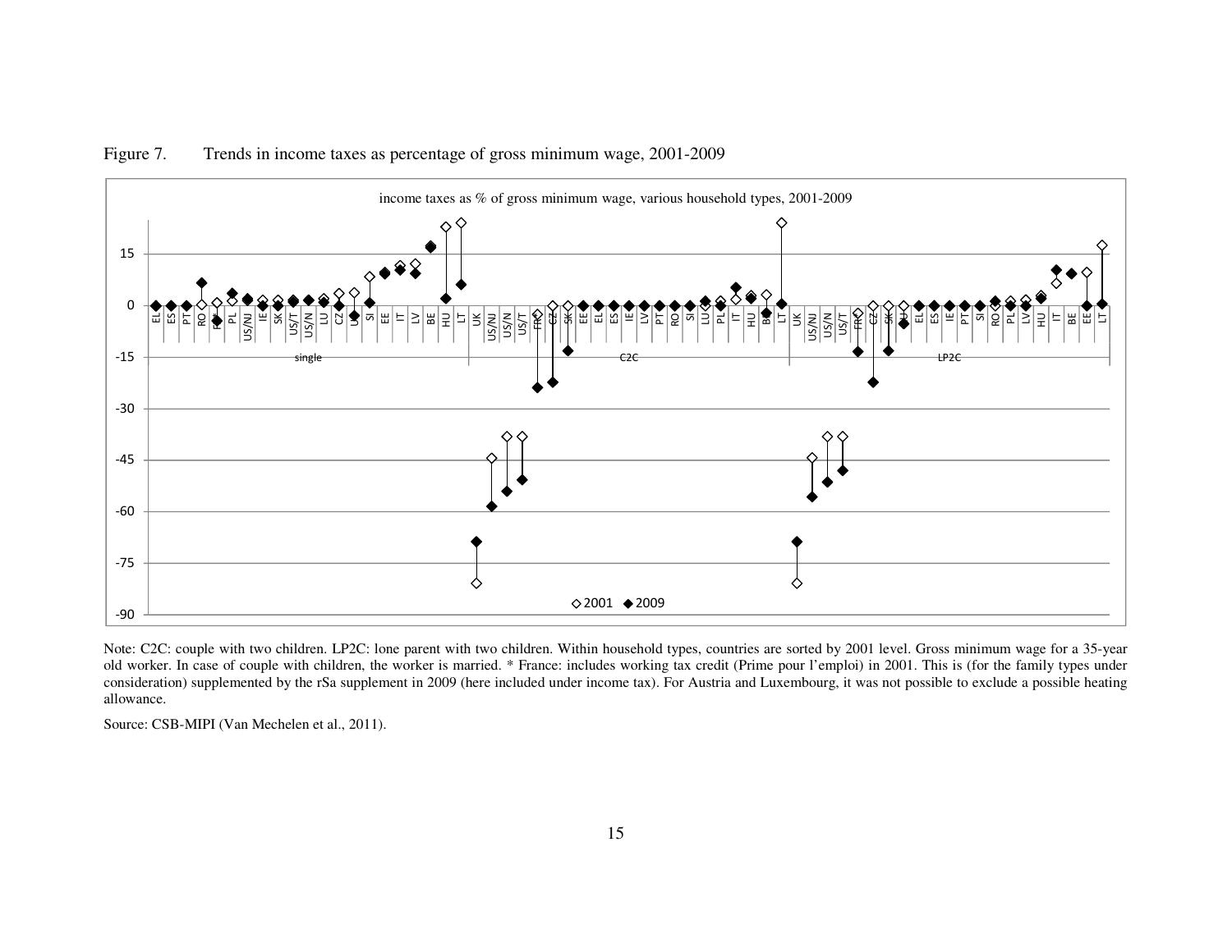Figure 7. Trends in income taxes as percentage of gross minimum wage, 2001-2009

Note: C2C: couple with two children. LP2C: lone parent with two children. Within household types, countries are sorted by 2001 level. Gross minimum wage for a 35-year old worker. In case of couple with children, the worker is married. * France: includes working tax credit (Prime pour l'emploi) in 2001. This is (for the family types under consideration) supplemented by the rSa supplement in 2009 (here included under income tax). For Austria and Luxembourg, it was not possible to exclude a possible heating allowance.

Source: CSB-MIPI (Van Mechelen et al., 2011).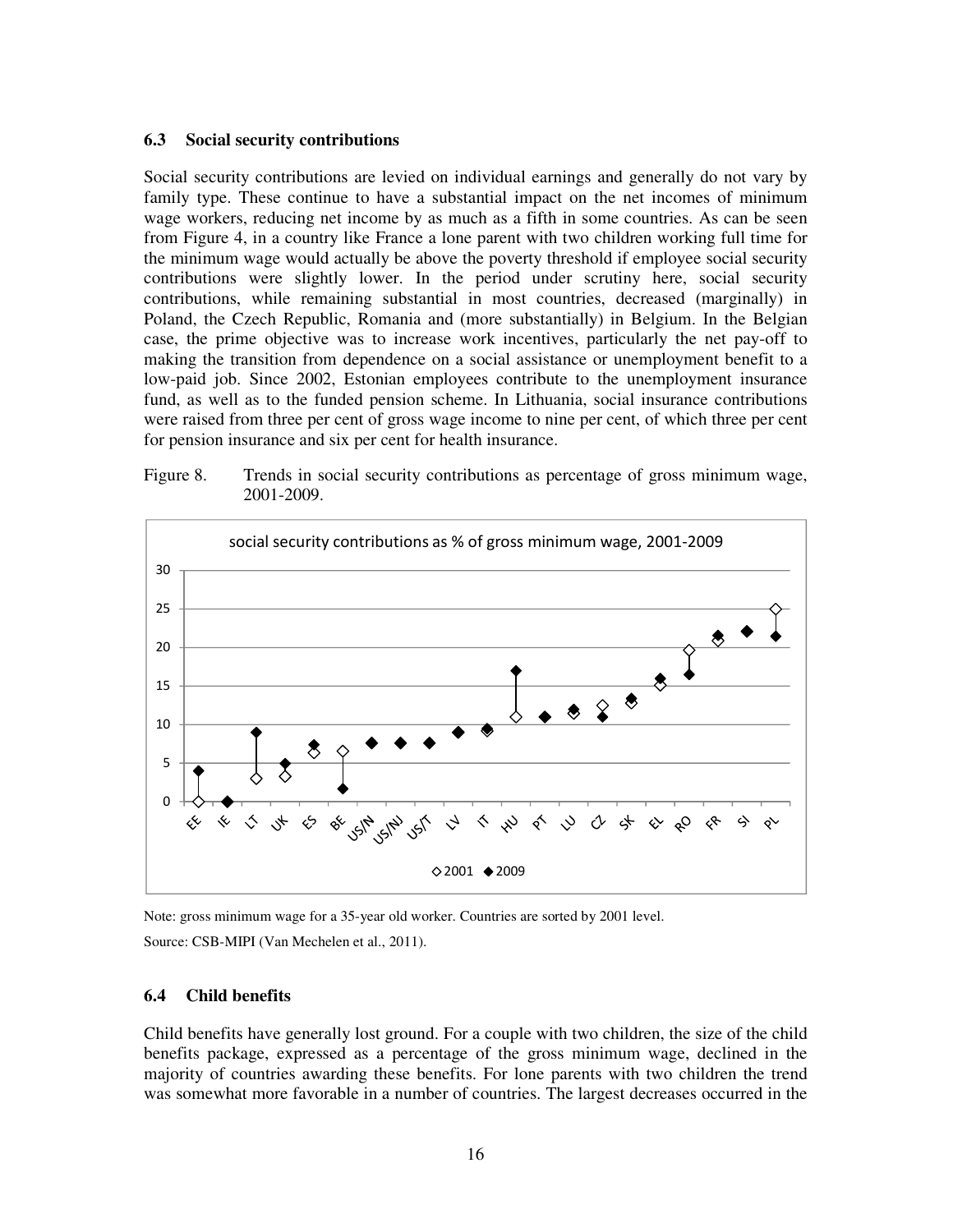### 6.3 Social security contributions

Social security contributions are levied on individual earnings and generally do not vary by family type. These continue to have a substantial impact on the net incomes of minimum wage workers, reducing net income by as much as a fifth in some countries. As can be seen from Figure 4, in a country like France a lone parent with two children working full time for the minimum wage would actually be above the poverty threshold if employee social security contributions were slightly lower. In the period under scrutiny here, social security contributions, while remaining substantial in most countries, decreased (marginally) in Poland, the Czech Republic, Romania and (more substantially) in Belgium. In the Belgian case, the prime objective was to increase work incentives, particularly the net pay-off to making the transition from dependence on a social assistance or unemployment benefit to a low-paid job. Since 2002, Estonian employees contribute to the unemployment insurance fund, as well as to the funded pension scheme. In Lithuania, social insurance contributions were raised from three per cent of gross wage income to nine per cent, of which three per cent for pension insurance and six per cent for health insurance.

Figure 8. Trends in social security contributions as percentage of gross minimum wage, 2001-2009.

Note: gross minimum wage for a 35-year old worker. Countries are sorted by 2001 level.

Source: CSB-MIPI (Van Mechelen et al., 2011).

### 6.4 Child benefits

Child benefits have generally lost ground. For a couple with two children, the size of the child benefits package, expressed as a percentage of the gross minimum wage, declined in the majority of countries awarding these benefits. For lone parents with two children the trend was somewhat more favorable in a number of countries. The largest decreases occurred in the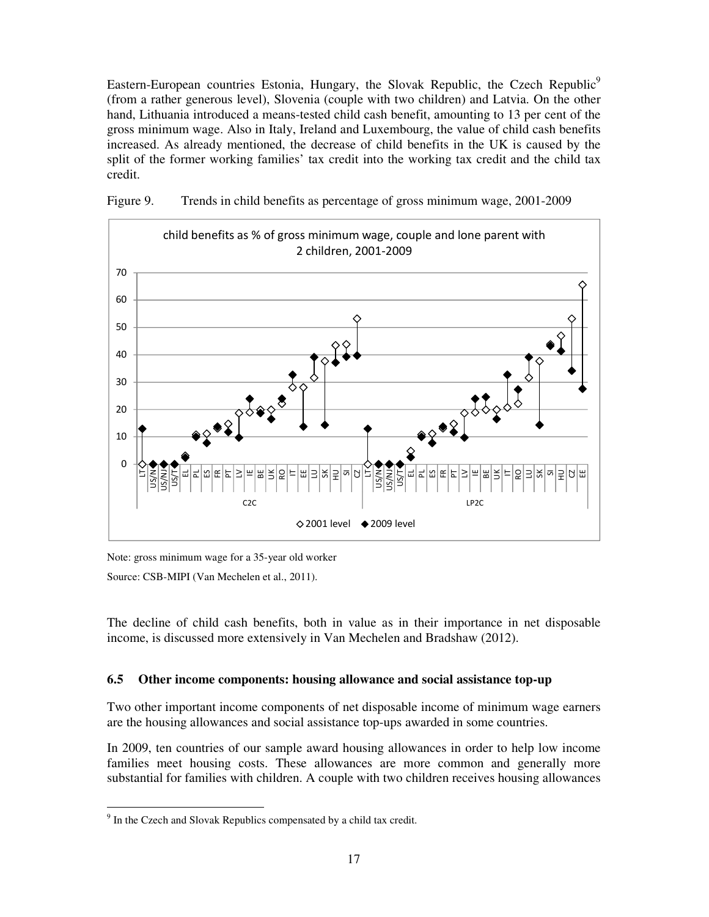Eastern-European countries Estonia, Hungary, the Slovak Republic, the Czech Republic[9] (from a rather generous level), Slovenia (couple with two children) and Latvia. On the other hand, Lithuania introduced a means-tested child cash benefit, amounting to 13 per cent of the gross minimum wage. Also in Italy, Ireland and Luxembourg, the value of child cash benefits increased. As already mentioned, the decrease of child benefits in the UK is caused by the split of the former working families' tax credit into the working tax credit and the child tax credit.

Figure 9. Trends in child benefits as percentage of gross minimum wage, 2001-2009

Note: gross minimum wage for a 35-year old worker

Source: CSB-MIPI (Van Mechelen et al., 2011).

The decline of child cash benefits, both in value as in their importance in net disposable income, is discussed more extensively in Van Mechelen and Bradshaw (2012).

### 6.5 Other income components: housing allowance and social assistance top-up

Two other important income components of net disposable income of minimum wage earners are the housing allowances and social assistance top-ups awarded in some countries.

In 2009, ten countries of our sample award housing allowances in order to help low income families meet housing costs. These allowances are more common and generally more substantial for families with children. A couple with two children receives housing allowances

[9] In the Czech and Slovak Republics compensated by a child tax credit.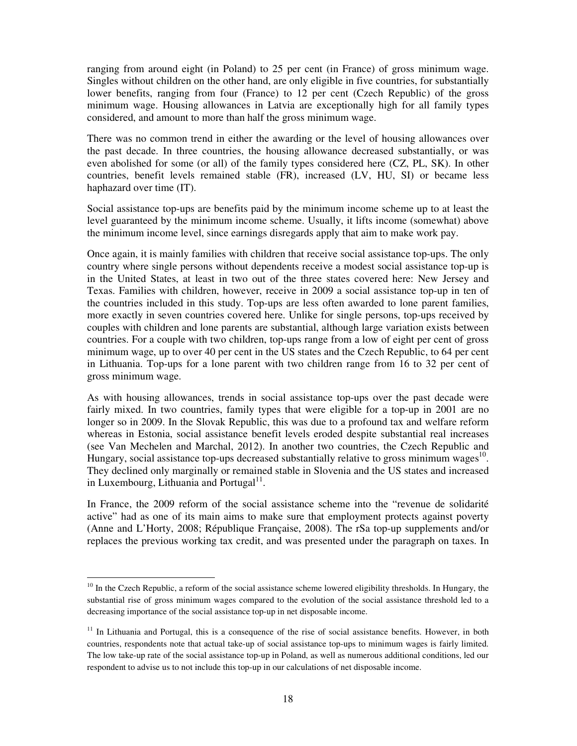ranging from around eight (in Poland) to 25 per cent (in France) of gross minimum wage. Singles without children on the other hand, are only eligible in five countries, for substantially lower benefits, ranging from four (France) to 12 per cent (Czech Republic) of the gross minimum wage. Housing allowances in Latvia are exceptionally high for all family types considered, and amount to more than half the gross minimum wage.

There was no common trend in either the awarding or the level of housing allowances over the past decade. In three countries, the housing allowance decreased substantially, or was even abolished for some (or all) of the family types considered here (CZ, PL, SK). In other countries, benefit levels remained stable (FR), increased (LV, HU, SI) or became less haphazard over time (IT).

Social assistance top-ups are benefits paid by the minimum income scheme up to at least the level guaranteed by the minimum income scheme. Usually, it lifts income (somewhat) above the minimum income level, since earnings disregards apply that aim to make work pay.

Once again, it is mainly families with children that receive social assistance top-ups. The only country where single persons without dependents receive a modest social assistance top-up is in the United States, at least in two out of the three states covered here: New Jersey and Texas. Families with children, however, receive in 2009 a social assistance top-up in ten of the countries included in this study. Top-ups are less often awarded to lone parent families, more exactly in seven countries covered here. Unlike for single persons, top-ups received by couples with children and lone parents are substantial, although large variation exists between countries. For a couple with two children, top-ups range from a low of eight per cent of gross minimum wage, up to over 40 per cent in the US states and the Czech Republic, to 64 per cent in Lithuania. Top-ups for a lone parent with two children range from 16 to 32 per cent of gross minimum wage.

As with housing allowances, trends in social assistance top-ups over the past decade were fairly mixed. In two countries, family types that were eligible for a top-up in 2001 are no longer so in 2009. In the Slovak Republic, this was due to a profound tax and welfare reform whereas in Estonia, social assistance benefit levels eroded despite substantial real increases (see Van Mechelen and Marchal, 2012). In another two countries, the Czech Republic and Hungary, social assistance top-ups decreased substantially relative to gross minimum wages[10]. They declined only marginally or remained stable in Slovenia and the US states and increased in Luxembourg, Lithuania and Portugal[11].

In France, the 2009 reform of the social assistance scheme into the "revenue de solidarité active" had as one of its main aims to make sure that employment protects against poverty (Anne and L'Horty, 2008; République Française, 2008). The rSa top-up supplements and/or replaces the previous working tax credit, and was presented under the paragraph on taxes. In

---

[10] In the Czech Republic, a reform of the social assistance scheme lowered eligibility thresholds. In Hungary, the substantial rise of gross minimum wages compared to the evolution of the social assistance threshold led to a decreasing importance of the social assistance top-up in net disposable income.

[11] In Lithuania and Portugal, this is a consequence of the rise of social assistance benefits. However, in both countries, respondents note that actual take-up of social assistance top-ups to minimum wages is fairly limited. The low take-up rate of the social assistance top-up in Poland, as well as numerous additional conditions, led our respondent to advise us to not include this top-up in our calculations of net disposable income.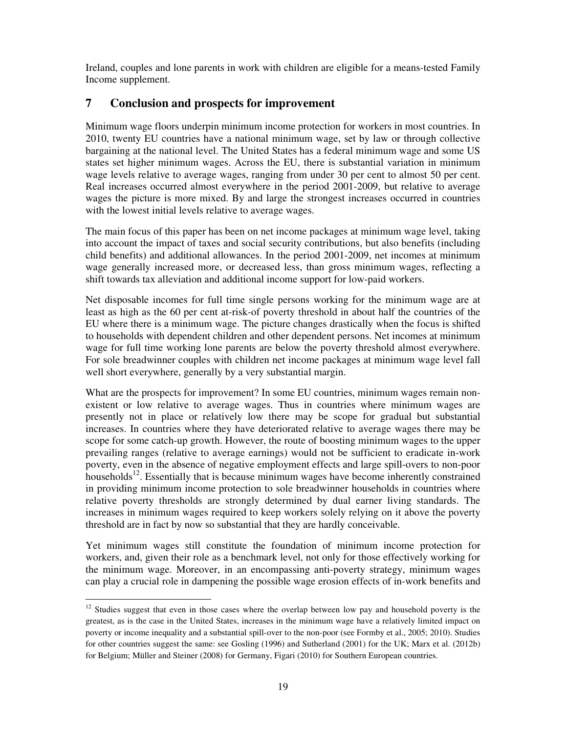Ireland, couples and lone parents in work with children are eligible for a means-tested Family Income supplement.

## 7 Conclusion and prospects for improvement

Minimum wage floors underpin minimum income protection for workers in most countries. In 2010, twenty EU countries have a national minimum wage, set by law or through collective bargaining at the national level. The United States has a federal minimum wage and some US states set higher minimum wages. Across the EU, there is substantial variation in minimum wage levels relative to average wages, ranging from under 30 per cent to almost 50 per cent. Real increases occurred almost everywhere in the period 2001-2009, but relative to average wages the picture is more mixed. By and large the strongest increases occurred in countries with the lowest initial levels relative to average wages.

The main focus of this paper has been on net income packages at minimum wage level, taking into account the impact of taxes and social security contributions, but also benefits (including child benefits) and additional allowances. In the period 2001-2009, net incomes at minimum wage generally increased more, or decreased less, than gross minimum wages, reflecting a shift towards tax alleviation and additional income support for low-paid workers.

Net disposable incomes for full time single persons working for the minimum wage are at least as high as the 60 per cent at-risk-of poverty threshold in about half the countries of the EU where there is a minimum wage. The picture changes drastically when the focus is shifted to households with dependent children and other dependent persons. Net incomes at minimum wage for full time working lone parents are below the poverty threshold almost everywhere. For sole breadwinner couples with children net income packages at minimum wage level fall well short everywhere, generally by a very substantial margin.

What are the prospects for improvement? In some EU countries, minimum wages remain non-existent or low relative to average wages. Thus in countries where minimum wages are presently not in place or relatively low there may be scope for gradual but substantial increases. In countries where they have deteriorated relative to average wages there may be scope for some catch-up growth. However, the route of boosting minimum wages to the upper prevailing ranges (relative to average earnings) would not be sufficient to eradicate in-work poverty, even in the absence of negative employment effects and large spill-overs to non-poor households[12]. Essentially that is because minimum wages have become inherently constrained in providing minimum income protection to sole breadwinner households in countries where relative poverty thresholds are strongly determined by dual earner living standards. The increases in minimum wages required to keep workers solely relying on it above the poverty threshold are in fact by now so substantial that they are hardly conceivable.

Yet minimum wages still constitute the foundation of minimum income protection for workers, and, given their role as a benchmark level, not only for those effectively working for the minimum wage. Moreover, in an encompassing anti-poverty strategy, minimum wages can play a crucial role in dampening the possible wage erosion effects of in-work benefits and

---

[12] Studies suggest that even in those cases where the overlap between low pay and household poverty is the greatest, as is the case in the United States, increases in the minimum wage have a relatively limited impact on poverty or income inequality and a substantial spill-over to the non-poor (see Formby et al., 2005; 2010). Studies for other countries suggest the same: see Gosling (1996) and Sutherland (2001) for the UK; Marx et al. (2012b) for Belgium; Müller and Steiner (2008) for Germany, Figari (2010) for Southern European countries.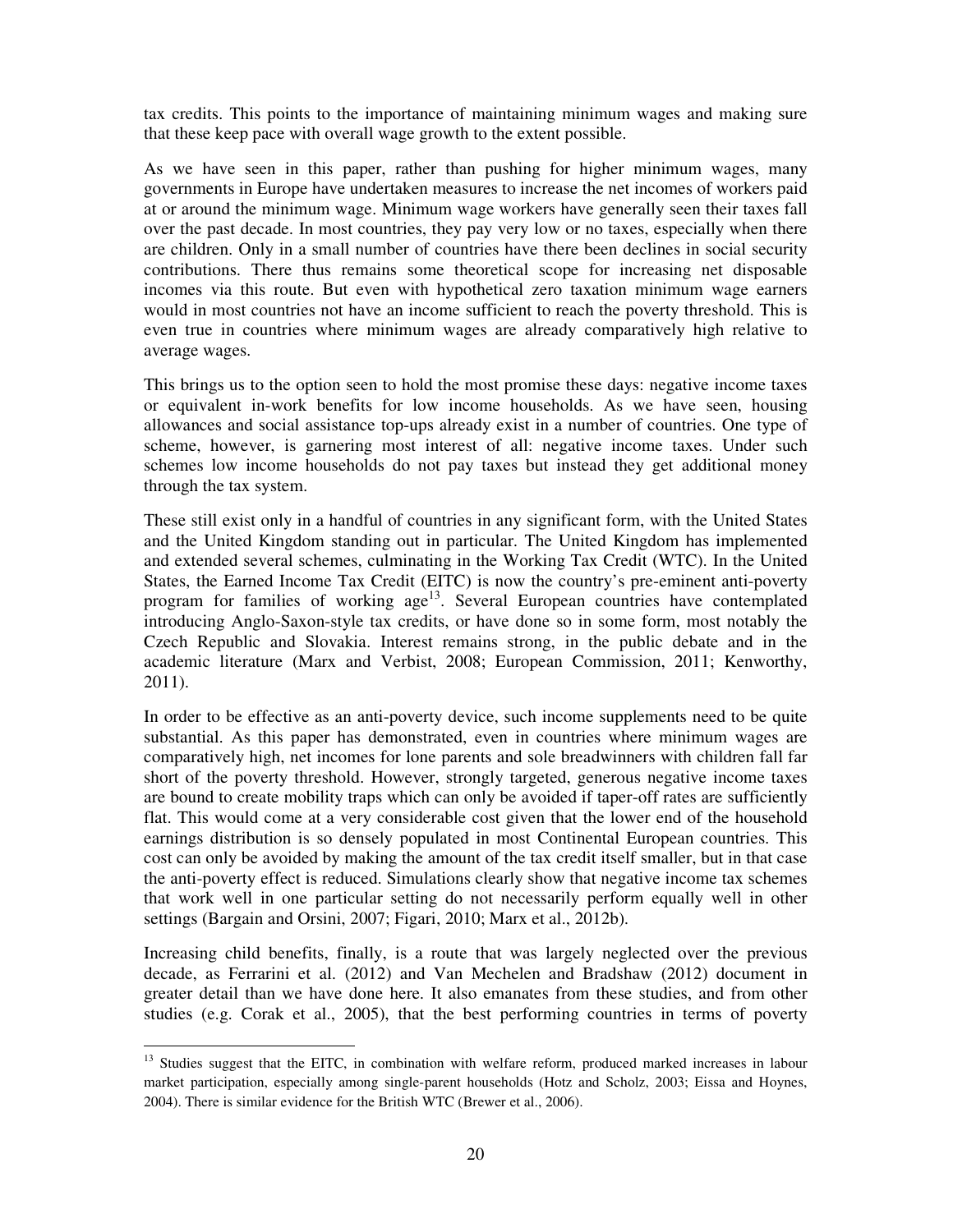tax credits. This points to the importance of maintaining minimum wages and making sure that these keep pace with overall wage growth to the extent possible.

As we have seen in this paper, rather than pushing for higher minimum wages, many governments in Europe have undertaken measures to increase the net incomes of workers paid at or around the minimum wage. Minimum wage workers have generally seen their taxes fall over the past decade. In most countries, they pay very low or no taxes, especially when there are children. Only in a small number of countries have there been declines in social security contributions. There thus remains some theoretical scope for increasing net disposable incomes via this route. But even with hypothetical zero taxation minimum wage earners would in most countries not have an income sufficient to reach the poverty threshold. This is even true in countries where minimum wages are already comparatively high relative to average wages.

This brings us to the option seen to hold the most promise these days: negative income taxes or equivalent in-work benefits for low income households. As we have seen, housing allowances and social assistance top-ups already exist in a number of countries. One type of scheme, however, is garnering most interest of all: negative income taxes. Under such schemes low income households do not pay taxes but instead they get additional money through the tax system.

These still exist only in a handful of countries in any significant form, with the United States and the United Kingdom standing out in particular. The United Kingdom has implemented and extended several schemes, culminating in the Working Tax Credit (WTC). In the United States, the Earned Income Tax Credit (EITC) is now the country's pre-eminent anti-poverty program for families of working age[13]. Several European countries have contemplated introducing Anglo-Saxon-style tax credits, or have done so in some form, most notably the Czech Republic and Slovakia. Interest remains strong, in the public debate and in the academic literature (Marx and Verbist, 2008; European Commission, 2011; Kenworthy, 2011).

In order to be effective as an anti-poverty device, such income supplements need to be quite substantial. As this paper has demonstrated, even in countries where minimum wages are comparatively high, net incomes for lone parents and sole breadwinners with children fall far short of the poverty threshold. However, strongly targeted, generous negative income taxes are bound to create mobility traps which can only be avoided if taper-off rates are sufficiently flat. This would come at a very considerable cost given that the lower end of the household earnings distribution is so densely populated in most Continental European countries. This cost can only be avoided by making the amount of the tax credit itself smaller, but in that case the anti-poverty effect is reduced. Simulations clearly show that negative income tax schemes that work well in one particular setting do not necessarily perform equally well in other settings (Bargain and Orsini, 2007; Figari, 2010; Marx et al., 2012b).

Increasing child benefits, finally, is a route that was largely neglected over the previous decade, as Ferrarini et al. (2012) and Van Mechelen and Bradshaw (2012) document in greater detail than we have done here. It also emanates from these studies, and from other studies (e.g. Corak et al., 2005), that the best performing countries in terms of poverty

[13] Studies suggest that the EITC, in combination with welfare reform, produced marked increases in labour market participation, especially among single-parent households (Hotz and Scholz, 2003; Eissa and Hoynes, 2004). There is similar evidence for the British WTC (Brewer et al., 2006).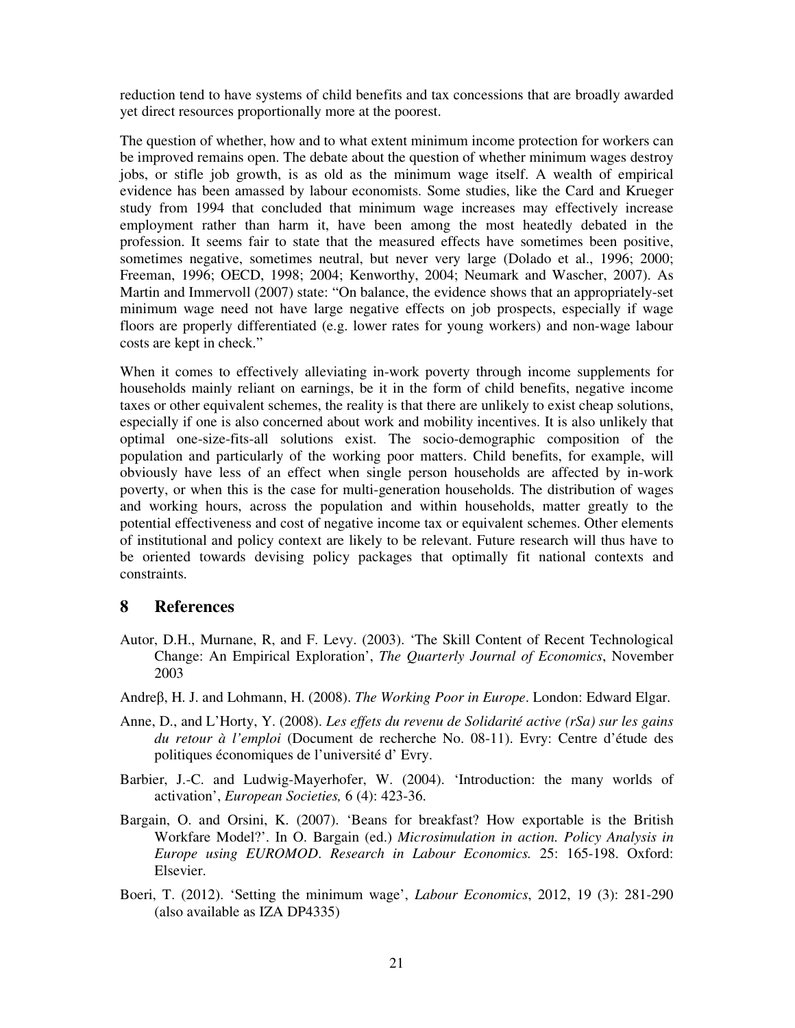reduction tend to have systems of child benefits and tax concessions that are broadly awarded yet direct resources proportionally more at the poorest.

The question of whether, how and to what extent minimum income protection for workers can be improved remains open. The debate about the question of whether minimum wages destroy jobs, or stifle job growth, is as old as the minimum wage itself. A wealth of empirical evidence has been amassed by labour economists. Some studies, like the Card and Krueger study from 1994 that concluded that minimum wage increases may effectively increase employment rather than harm it, have been among the most heatedly debated in the profession. It seems fair to state that the measured effects have sometimes been positive, sometimes negative, sometimes neutral, but never very large (Dolado et al., 1996; 2000; Freeman, 1996; OECD, 1998; 2004; Kenworthy, 2004; Neumark and Wascher, 2007). As Martin and Immervoll (2007) state: "On balance, the evidence shows that an appropriately-set minimum wage need not have large negative effects on job prospects, especially if wage floors are properly differentiated (e.g. lower rates for young workers) and non-wage labour costs are kept in check."

When it comes to effectively alleviating in-work poverty through income supplements for households mainly reliant on earnings, be it in the form of child benefits, negative income taxes or other equivalent schemes, the reality is that there are unlikely to exist cheap solutions, especially if one is also concerned about work and mobility incentives. It is also unlikely that optimal one-size-fits-all solutions exist. The socio-demographic composition of the population and particularly of the working poor matters. Child benefits, for example, will obviously have less of an effect when single person households are affected by in-work poverty, or when this is the case for multi-generation households. The distribution of wages and working hours, across the population and within households, matter greatly to the potential effectiveness and cost of negative income tax or equivalent schemes. Other elements of institutional and policy context are likely to be relevant. Future research will thus have to be oriented towards devising policy packages that optimally fit national contexts and constraints.

# 8 References

Autor, D.H., Murnane, R, and F. Levy. (2003). 'The Skill Content of Recent Technological Change: An Empirical Exploration', *The Quarterly Journal of Economics*, November 2003

Andreβ, H. J. and Lohmann, H. (2008). *The Working Poor in Europe*. London: Edward Elgar.

Anne, D., and L'Horty, Y. (2008). *Les effets du revenu de Solidarité active (rSa) sur les gains du retour à l'emploi* (Document de recherche No. 08-11). Evry: Centre d'étude des politiques économiques de l'université d' Evry.

Barbier, J.-C. and Ludwig-Mayerhofer, W. (2004). 'Introduction: the many worlds of activation', *European Societies,* 6 (4): 423-36.

Bargain, O. and Orsini, K. (2007). 'Beans for breakfast? How exportable is the British Workfare Model?'. In O. Bargain (ed.) *Microsimulation in action. Policy Analysis in Europe using EUROMOD. Research in Labour Economics.* 25: 165-198. Oxford: Elsevier.

Boeri, T. (2012). 'Setting the minimum wage', *Labour Economics*, 2012, 19 (3): 281-290 (also available as IZA DP4335)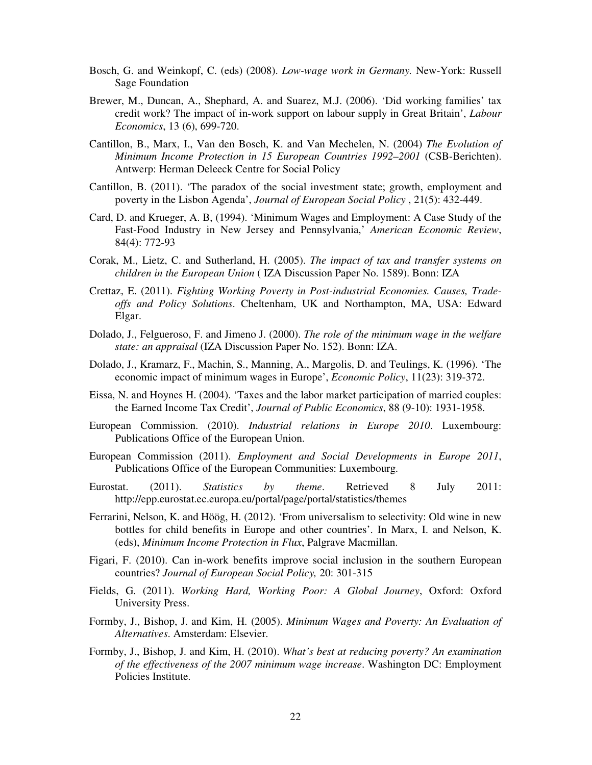Bosch, G. and Weinkopf, C. (eds) (2008). *Low-wage work in Germany.* New-York: Russell Sage Foundation

Brewer, M., Duncan, A., Shephard, A. and Suarez, M.J. (2006). 'Did working families' tax credit work? The impact of in-work support on labour supply in Great Britain', *Labour Economics*, 13 (6), 699-720.

Cantillon, B., Marx, I., Van den Bosch, K. and Van Mechelen, N. (2004) *The Evolution of Minimum Income Protection in 15 European Countries 1992–2001* (CSB-Berichten). Antwerp: Herman Deleeck Centre for Social Policy

Cantillon, B. (2011). 'The paradox of the social investment state; growth, employment and poverty in the Lisbon Agenda', *Journal of European Social Policy* , 21(5): 432-449.

Card, D. and Krueger, A. B, (1994). 'Minimum Wages and Employment: A Case Study of the Fast-Food Industry in New Jersey and Pennsylvania,' *American Economic Review*, 84(4): 772-93

Corak, M., Lietz, C. and Sutherland, H. (2005). *The impact of tax and transfer systems on children in the European Union* ( IZA Discussion Paper No. 1589). Bonn: IZA

Crettaz, E. (2011). *Fighting Working Poverty in Post-industrial Economies. Causes, Trade-offs and Policy Solutions*. Cheltenham, UK and Northampton, MA, USA: Edward Elgar.

Dolado, J., Felgueroso, F. and Jimeno J. (2000). *The role of the minimum wage in the welfare state: an appraisal* (IZA Discussion Paper No. 152). Bonn: IZA.

Dolado, J., Kramarz, F., Machin, S., Manning, A., Margolis, D. and Teulings, K. (1996). 'The economic impact of minimum wages in Europe', *Economic Policy*, 11(23): 319-372.

Eissa, N. and Hoynes H. (2004). 'Taxes and the labor market participation of married couples: the Earned Income Tax Credit', *Journal of Public Economics*, 88 (9-10): 1931-1958.

European Commission. (2010). *Industrial relations in Europe 2010*. Luxembourg: Publications Office of the European Union.

European Commission (2011). *Employment and Social Developments in Europe 2011*, Publications Office of the European Communities: Luxembourg.

Eurostat. (2011). *Statistics by theme*. Retrieved 8 July 2011: http://epp.eurostat.ec.europa.eu/portal/page/portal/statistics/themes

Ferrarini, Nelson, K. and Höög, H. (2012). 'From universalism to selectivity: Old wine in new bottles for child benefits in Europe and other countries'. In Marx, I. and Nelson, K. (eds), *Minimum Income Protection in Flux*, Palgrave Macmillan.

Figari, F. (2010). Can in-work benefits improve social inclusion in the southern European countries? *Journal of European Social Policy,* 20: 301-315

Fields, G. (2011). *Working Hard, Working Poor: A Global Journey*, Oxford: Oxford University Press.

Formby, J., Bishop, J. and Kim, H. (2005). *Minimum Wages and Poverty: An Evaluation of Alternatives*. Amsterdam: Elsevier.

Formby, J., Bishop, J. and Kim, H. (2010). *What's best at reducing poverty? An examination of the effectiveness of the 2007 minimum wage increase*. Washington DC: Employment Policies Institute.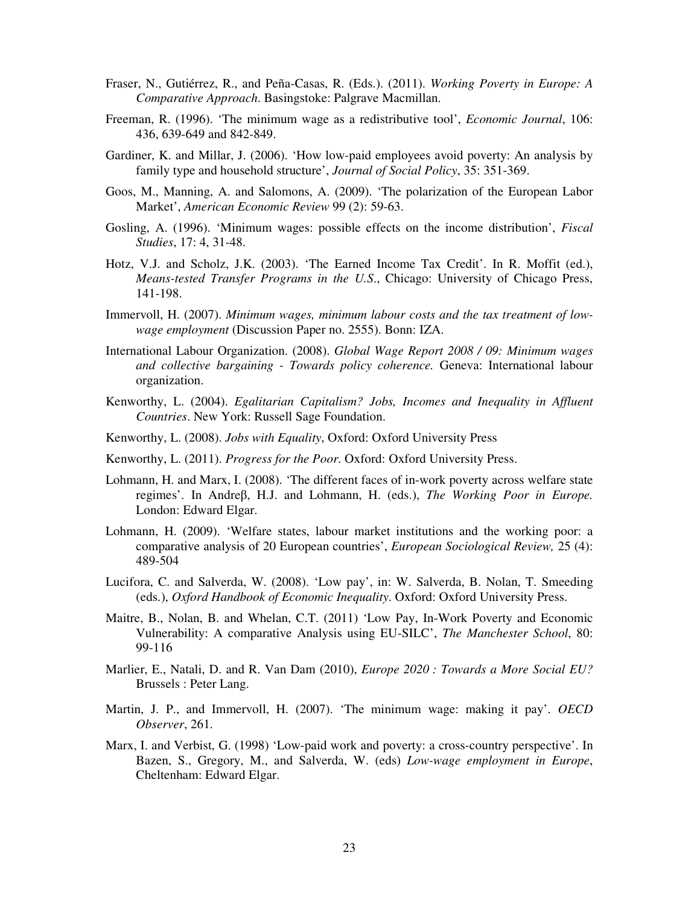Fraser, N., Gutiérrez, R., and Peña-Casas, R. (Eds.). (2011). *Working Poverty in Europe: A Comparative Approach*. Basingstoke: Palgrave Macmillan.

Freeman, R. (1996). 'The minimum wage as a redistributive tool', *Economic Journal*, 106: 436, 639-649 and 842-849.

Gardiner, K. and Millar, J. (2006). 'How low-paid employees avoid poverty: An analysis by family type and household structure', *Journal of Social Policy*, 35: 351-369.

Goos, M., Manning, A. and Salomons, A. (2009). 'The polarization of the European Labor Market', *American Economic Review* 99 (2): 59-63.

Gosling, A. (1996). 'Minimum wages: possible effects on the income distribution', *Fiscal Studies*, 17: 4, 31-48.

Hotz, V.J. and Scholz, J.K. (2003). 'The Earned Income Tax Credit'. In R. Moffit (ed.), *Means-tested Transfer Programs in the U.S.*, Chicago: University of Chicago Press, 141-198.

Immervoll, H. (2007). *Minimum wages, minimum labour costs and the tax treatment of low-wage employment* (Discussion Paper no. 2555). Bonn: IZA.

International Labour Organization. (2008). *Global Wage Report 2008 / 09: Minimum wages and collective bargaining - Towards policy coherence.* Geneva: International labour organization.

Kenworthy, L. (2004). *Egalitarian Capitalism? Jobs, Incomes and Inequality in Affluent Countries*. New York: Russell Sage Foundation.

Kenworthy, L. (2008). *Jobs with Equality*, Oxford: Oxford University Press

Kenworthy, L. (2011). *Progress for the Poor.* Oxford: Oxford University Press.

Lohmann, H. and Marx, I. (2008). 'The different faces of in-work poverty across welfare state regimes'. In Andreβ, H.J. and Lohmann, H. (eds.), *The Working Poor in Europe.* London: Edward Elgar.

Lohmann, H. (2009). 'Welfare states, labour market institutions and the working poor: a comparative analysis of 20 European countries', *European Sociological Review,* 25 (4): 489-504

Lucifora, C. and Salverda, W. (2008). 'Low pay', in: W. Salverda, B. Nolan, T. Smeeding (eds.), *Oxford Handbook of Economic Inequality*. Oxford: Oxford University Press.

Maitre, B., Nolan, B. and Whelan, C.T. (2011) 'Low Pay, In-Work Poverty and Economic Vulnerability: A comparative Analysis using EU-SILC', *The Manchester School*, 80: 99-116

Marlier, E., Natali, D. and R. Van Dam (2010), *Europe 2020 : Towards a More Social EU?* Brussels : Peter Lang.

Martin, J. P., and Immervoll, H. (2007). 'The minimum wage: making it pay'. *OECD Observer*, 261.

Marx, I. and Verbist, G. (1998) 'Low-paid work and poverty: a cross-country perspective'. In Bazen, S., Gregory, M., and Salverda, W. (eds) *Low-wage employment in Europe*, Cheltenham: Edward Elgar.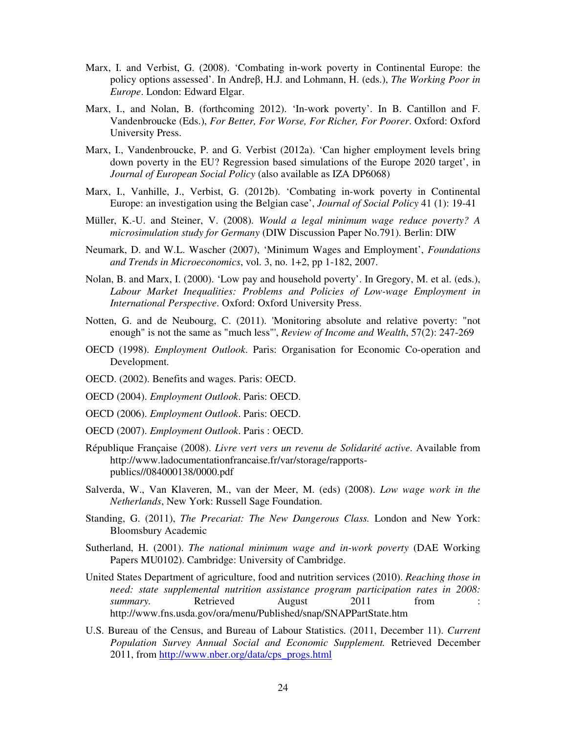Marx, I. and Verbist, G. (2008). 'Combating in-work poverty in Continental Europe: the policy options assessed'. In Andreβ, H.J. and Lohmann, H. (eds.), *The Working Poor in Europe*. London: Edward Elgar.

Marx, I., and Nolan, B. (forthcoming 2012). 'In-work poverty'. In B. Cantillon and F. Vandenbroucke (Eds.), *For Better, For Worse, For Richer, For Poorer*. Oxford: Oxford University Press.

Marx, I., Vandenbroucke, P. and G. Verbist (2012a). 'Can higher employment levels bring down poverty in the EU? Regression based simulations of the Europe 2020 target', in *Journal of European Social Policy* (also available as IZA DP6068)

Marx, I., Vanhille, J., Verbist, G. (2012b). 'Combating in-work poverty in Continental Europe: an investigation using the Belgian case', *Journal of Social Policy* 41 (1): 19-41

Müller, K.-U. and Steiner, V. (2008). *Would a legal minimum wage reduce poverty? A microsimulation study for Germany* (DIW Discussion Paper No.791). Berlin: DIW

Neumark, D. and W.L. Wascher (2007), 'Minimum Wages and Employment', *Foundations and Trends in Microeconomics*, vol. 3, no. 1+2, pp 1-182, 2007.

Nolan, B. and Marx, I. (2000). 'Low pay and household poverty'. In Gregory, M. et al. (eds.), *Labour Market Inequalities: Problems and Policies of Low-wage Employment in International Perspective*. Oxford: Oxford University Press.

Notten, G. and de Neubourg, C. (2011). 'Monitoring absolute and relative poverty: "not enough" is not the same as "much less"', *Review of Income and Wealth*, 57(2): 247-269

OECD (1998). *Employment Outlook*. Paris: Organisation for Economic Co-operation and Development.

OECD. (2002). Benefits and wages. Paris: OECD.

OECD (2004). *Employment Outlook*. Paris: OECD.

OECD (2006). *Employment Outlook*. Paris: OECD.

OECD (2007). *Employment Outlook*. Paris : OECD.

République Française (2008). *Livre vert vers un revenu de Solidarité active*. Available from http://www.ladocumentationfrancaise.fr/var/storage/rapports-publics//084000138/0000.pdf

Salverda, W., Van Klaveren, M., van der Meer, M. (eds) (2008). *Low wage work in the Netherlands*, New York: Russell Sage Foundation.

Standing, G. (2011), *The Precariat: The New Dangerous Class.* London and New York: Bloomsbury Academic

Sutherland, H. (2001). *The national minimum wage and in-work poverty* (DAE Working Papers MU0102). Cambridge: University of Cambridge.

United States Department of agriculture, food and nutrition services (2010). *Reaching those in need: state supplemental nutrition assistance program participation rates in 2008: summary.* Retrieved August 2011 from : http://www.fns.usda.gov/ora/menu/Published/snap/SNAPPartState.htm

U.S. Bureau of the Census, and Bureau of Labour Statistics. (2011, December 11). *Current Population Survey Annual Social and Economic Supplement.* Retrieved December 2011, from http://www.nber.org/data/cps_progs.html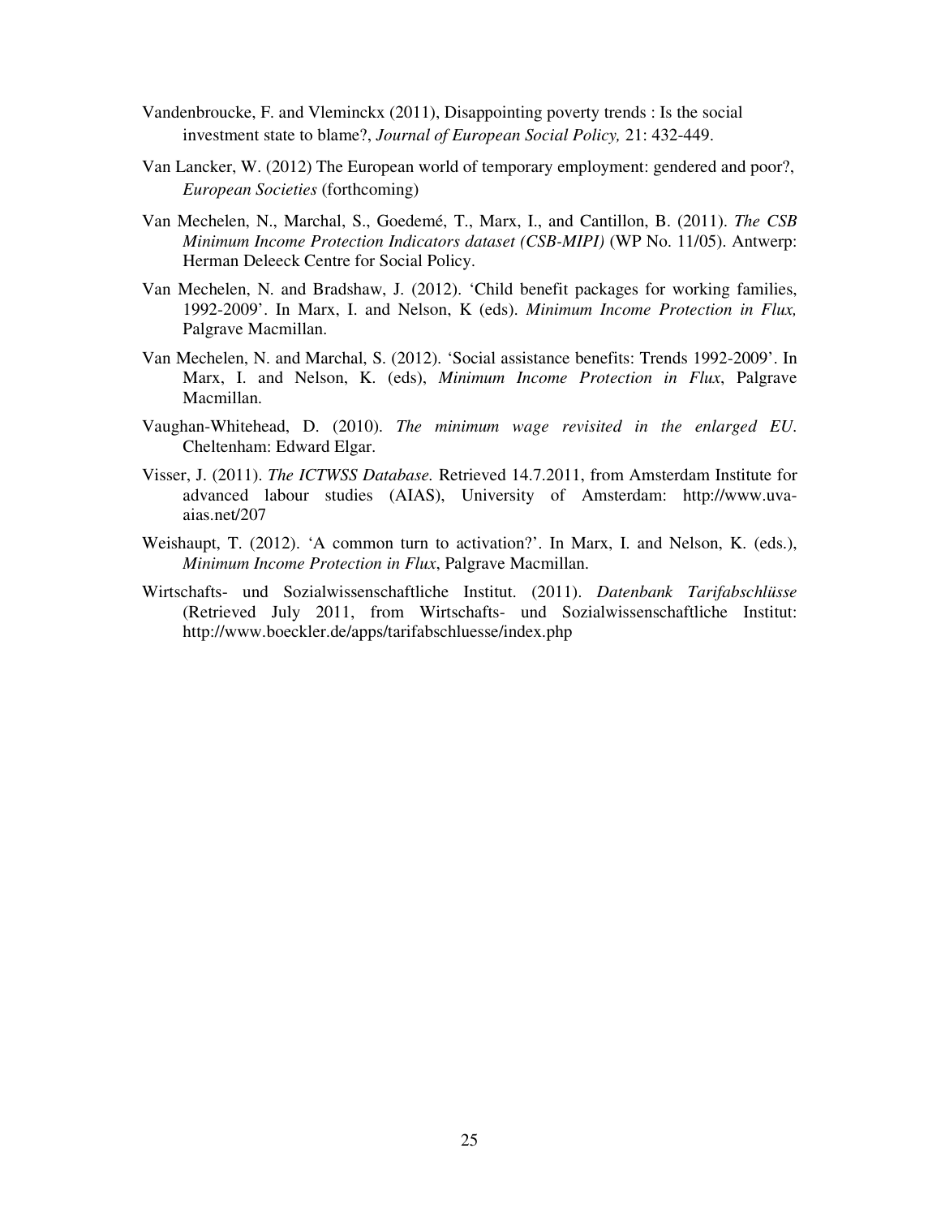Vandenbroucke, F. and Vleminckx (2011), Disappointing poverty trends : Is the social investment state to blame?, *Journal of European Social Policy,* 21: 432-449.

Van Lancker, W. (2012) The European world of temporary employment: gendered and poor?, *European Societies* (forthcoming)

Van Mechelen, N., Marchal, S., Goedemé, T., Marx, I., and Cantillon, B. (2011). *The CSB Minimum Income Protection Indicators dataset (CSB-MIPI)* (WP No. 11/05). Antwerp: Herman Deleeck Centre for Social Policy.

Van Mechelen, N. and Bradshaw, J. (2012). 'Child benefit packages for working families, 1992-2009'. In Marx, I. and Nelson, K (eds). *Minimum Income Protection in Flux,* Palgrave Macmillan.

Van Mechelen, N. and Marchal, S. (2012). 'Social assistance benefits: Trends 1992-2009'. In Marx, I. and Nelson, K. (eds), *Minimum Income Protection in Flux*, Palgrave Macmillan.

Vaughan-Whitehead, D. (2010). *The minimum wage revisited in the enlarged EU.* Cheltenham: Edward Elgar.

Visser, J. (2011). *The ICTWSS Database.* Retrieved 14.7.2011, from Amsterdam Institute for advanced labour studies (AIAS), University of Amsterdam: http://www.uva-aias.net/207

Weishaupt, T. (2012). 'A common turn to activation?'. In Marx, I. and Nelson, K. (eds.), *Minimum Income Protection in Flux*, Palgrave Macmillan.

Wirtschafts- und Sozialwissenschaftliche Institut. (2011). *Datenbank Tarifabschlüsse* (Retrieved July 2011, from Wirtschafts- und Sozialwissenschaftliche Institut: http://www.boeckler.de/apps/tarifabschluesse/index.php